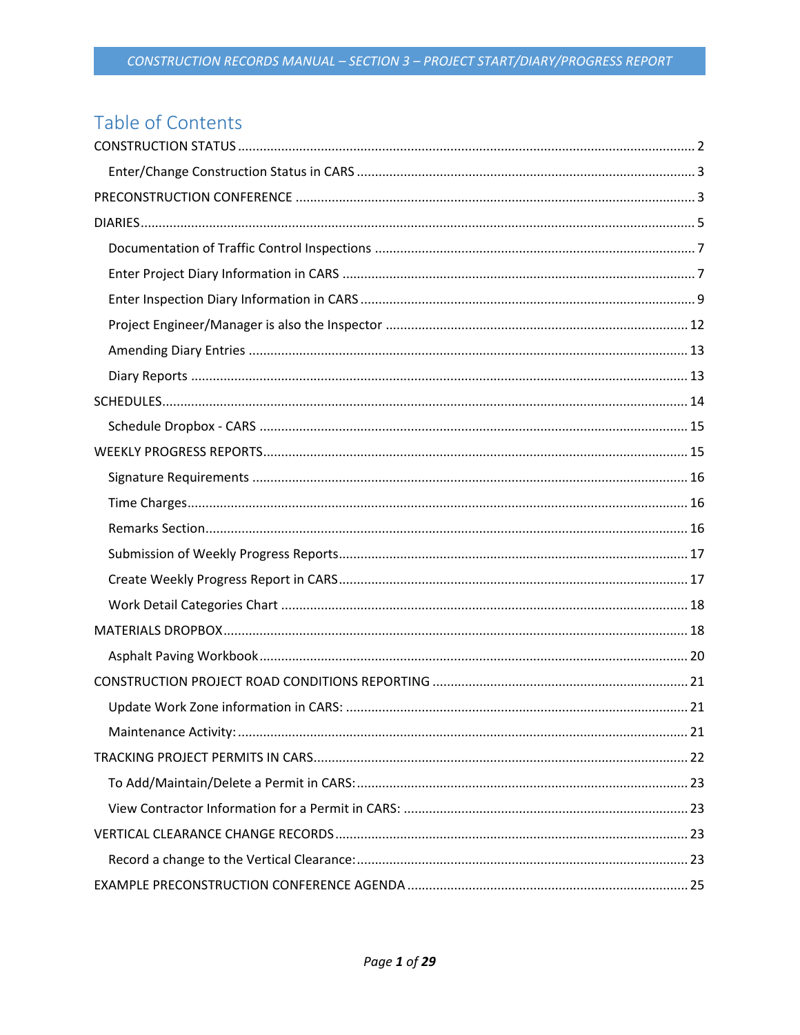# Table of Contents

- CONSTRUCTION STATUS ..... 2
  - Enter/Change Construction Status in CARS ..... 3
- PRECONSTRUCTION CONFERENCE ..... 3
- DIARIES ..... 5
  - Documentation of Traffic Control Inspections ..... 7
  - Enter Project Diary Information in CARS ..... 7
  - Enter Inspection Diary Information in CARS ..... 9
  - Project Engineer/Manager is also the Inspector ..... 12
  - Amending Diary Entries ..... 13
  - Diary Reports ..... 13
- SCHEDULES ..... 14
  - Schedule Dropbox - CARS ..... 15
- WEEKLY PROGRESS REPORTS ..... 15
  - Signature Requirements ..... 16
  - Time Charges ..... 16
  - Remarks Section ..... 16
  - Submission of Weekly Progress Reports ..... 17
  - Create Weekly Progress Report in CARS ..... 17
  - Work Detail Categories Chart ..... 18
- MATERIALS DROPBOX ..... 18
  - Asphalt Paving Workbook ..... 20
- CONSTRUCTION PROJECT ROAD CONDITIONS REPORTING ..... 21
  - Update Work Zone information in CARS: ..... 21
  - Maintenance Activity: ..... 21
- TRACKING PROJECT PERMITS IN CARS ..... 22
  - To Add/Maintain/Delete a Permit in CARS: ..... 23
  - View Contractor Information for a Permit in CARS: ..... 23
- VERTICAL CLEARANCE CHANGE RECORDS ..... 23
  - Record a change to the Vertical Clearance: ..... 23
- EXAMPLE PRECONSTRUCTION CONFERENCE AGENDA ..... 25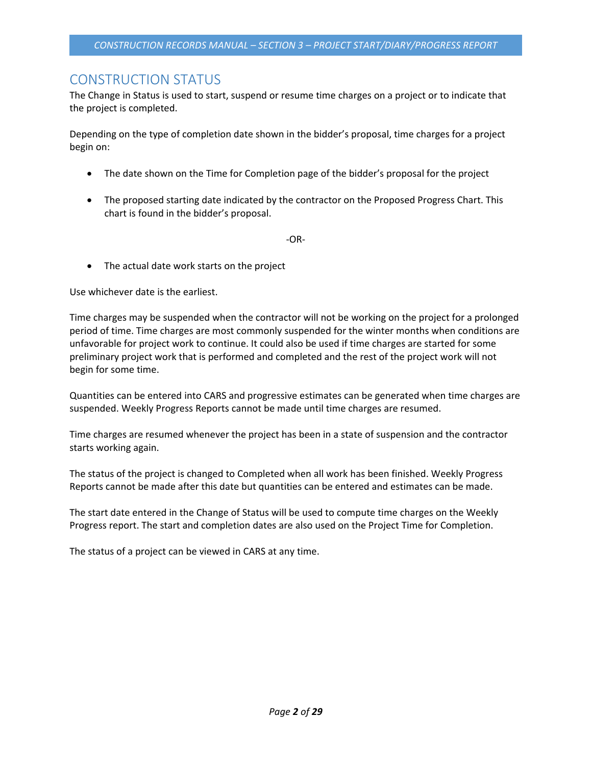# CONSTRUCTION STATUS

The Change in Status is used to start, suspend or resume time charges on a project or to indicate that the project is completed.

Depending on the type of completion date shown in the bidder's proposal, time charges for a project begin on:

- The date shown on the Time for Completion page of the bidder's proposal for the project

- The proposed starting date indicated by the contractor on the Proposed Progress Chart. This chart is found in the bidder's proposal.

-OR-

- The actual date work starts on the project

Use whichever date is the earliest.

Time charges may be suspended when the contractor will not be working on the project for a prolonged period of time. Time charges are most commonly suspended for the winter months when conditions are unfavorable for project work to continue. It could also be used if time charges are started for some preliminary project work that is performed and completed and the rest of the project work will not begin for some time.

Quantities can be entered into CARS and progressive estimates can be generated when time charges are suspended. Weekly Progress Reports cannot be made until time charges are resumed.

Time charges are resumed whenever the project has been in a state of suspension and the contractor starts working again.

The status of the project is changed to Completed when all work has been finished. Weekly Progress Reports cannot be made after this date but quantities can be entered and estimates can be made.

The start date entered in the Change of Status will be used to compute time charges on the Weekly Progress report. The start and completion dates are also used on the Project Time for Completion.

The status of a project can be viewed in CARS at any time.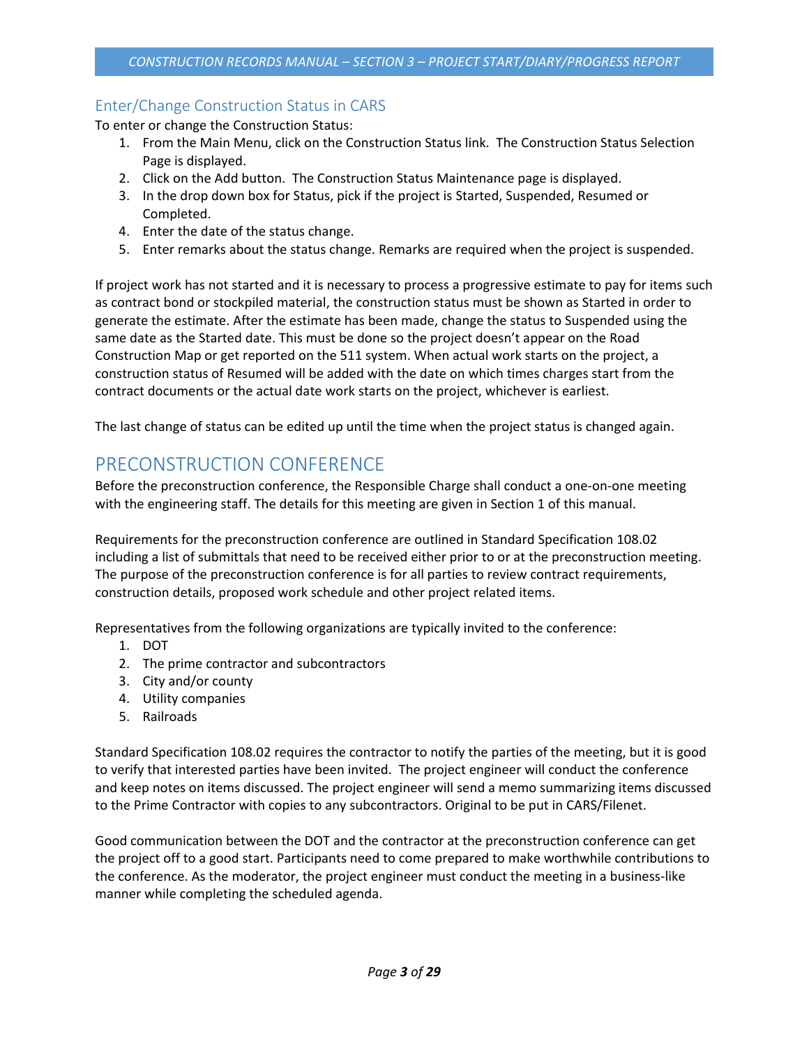## Enter/Change Construction Status in CARS

To enter or change the Construction Status:

1. From the Main Menu, click on the Construction Status link. The Construction Status Selection Page is displayed.
2. Click on the Add button. The Construction Status Maintenance page is displayed.
3. In the drop down box for Status, pick if the project is Started, Suspended, Resumed or Completed.
4. Enter the date of the status change.
5. Enter remarks about the status change. Remarks are required when the project is suspended.

If project work has not started and it is necessary to process a progressive estimate to pay for items such as contract bond or stockpiled material, the construction status must be shown as Started in order to generate the estimate. After the estimate has been made, change the status to Suspended using the same date as the Started date. This must be done so the project doesn't appear on the Road Construction Map or get reported on the 511 system. When actual work starts on the project, a construction status of Resumed will be added with the date on which times charges start from the contract documents or the actual date work starts on the project, whichever is earliest.

The last change of status can be edited up until the time when the project status is changed again.

# PRECONSTRUCTION CONFERENCE

Before the preconstruction conference, the Responsible Charge shall conduct a one-on-one meeting with the engineering staff. The details for this meeting are given in Section 1 of this manual.

Requirements for the preconstruction conference are outlined in Standard Specification 108.02 including a list of submittals that need to be received either prior to or at the preconstruction meeting. The purpose of the preconstruction conference is for all parties to review contract requirements, construction details, proposed work schedule and other project related items.

Representatives from the following organizations are typically invited to the conference:

1. DOT
2. The prime contractor and subcontractors
3. City and/or county
4. Utility companies
5. Railroads

Standard Specification 108.02 requires the contractor to notify the parties of the meeting, but it is good to verify that interested parties have been invited. The project engineer will conduct the conference and keep notes on items discussed. The project engineer will send a memo summarizing items discussed to the Prime Contractor with copies to any subcontractors. Original to be put in CARS/Filenet.

Good communication between the DOT and the contractor at the preconstruction conference can get the project off to a good start. Participants need to come prepared to make worthwhile contributions to the conference. As the moderator, the project engineer must conduct the meeting in a business-like manner while completing the scheduled agenda.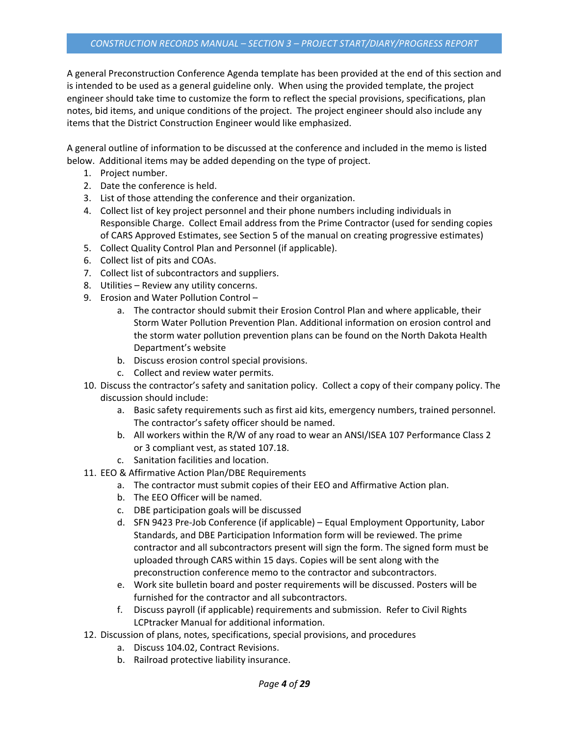A general Preconstruction Conference Agenda template has been provided at the end of this section and is intended to be used as a general guideline only. When using the provided template, the project engineer should take time to customize the form to reflect the special provisions, specifications, plan notes, bid items, and unique conditions of the project. The project engineer should also include any items that the District Construction Engineer would like emphasized.

A general outline of information to be discussed at the conference and included in the memo is listed below. Additional items may be added depending on the type of project.

1. Project number.
2. Date the conference is held.
3. List of those attending the conference and their organization.
4. Collect list of key project personnel and their phone numbers including individuals in Responsible Charge. Collect Email address from the Prime Contractor (used for sending copies of CARS Approved Estimates, see Section 5 of the manual on creating progressive estimates)
5. Collect Quality Control Plan and Personnel (if applicable).
6. Collect list of pits and COAs.
7. Collect list of subcontractors and suppliers.
8. Utilities – Review any utility concerns.
9. Erosion and Water Pollution Control –
    a. The contractor should submit their Erosion Control Plan and where applicable, their Storm Water Pollution Prevention Plan. Additional information on erosion control and the storm water pollution prevention plans can be found on the North Dakota Health Department's website
    b. Discuss erosion control special provisions.
    c. Collect and review water permits.
10. Discuss the contractor's safety and sanitation policy. Collect a copy of their company policy. The discussion should include:
    a. Basic safety requirements such as first aid kits, emergency numbers, trained personnel. The contractor's safety officer should be named.
    b. All workers within the R/W of any road to wear an ANSI/ISEA 107 Performance Class 2 or 3 compliant vest, as stated 107.18.
    c. Sanitation facilities and location.
11. EEO & Affirmative Action Plan/DBE Requirements
    a. The contractor must submit copies of their EEO and Affirmative Action plan.
    b. The EEO Officer will be named.
    c. DBE participation goals will be discussed
    d. SFN 9423 Pre-Job Conference (if applicable) – Equal Employment Opportunity, Labor Standards, and DBE Participation Information form will be reviewed. The prime contractor and all subcontractors present will sign the form. The signed form must be uploaded through CARS within 15 days. Copies will be sent along with the preconstruction conference memo to the contractor and subcontractors.
    e. Work site bulletin board and poster requirements will be discussed. Posters will be furnished for the contractor and all subcontractors.
    f. Discuss payroll (if applicable) requirements and submission. Refer to Civil Rights LCPtracker Manual for additional information.
12. Discussion of plans, notes, specifications, special provisions, and procedures
    a. Discuss 104.02, Contract Revisions.
    b. Railroad protective liability insurance.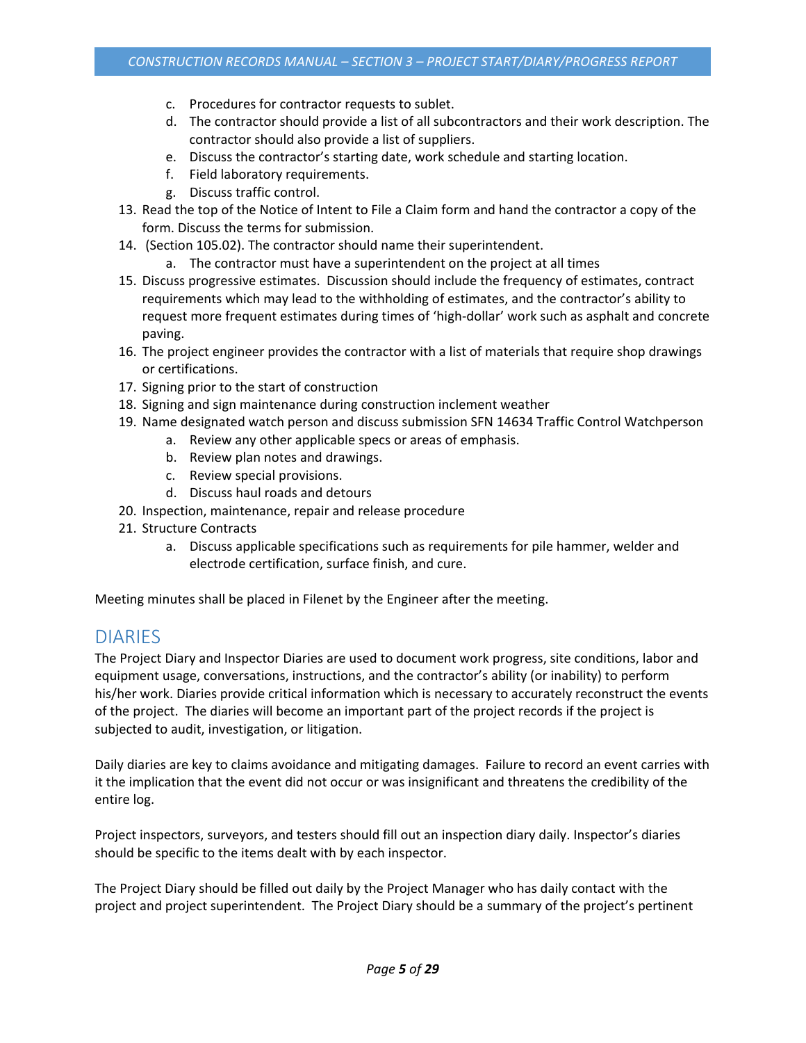c. Procedures for contractor requests to sublet.
   d. The contractor should provide a list of all subcontractors and their work description. The contractor should also provide a list of suppliers.
   e. Discuss the contractor's starting date, work schedule and starting location.
   f. Field laboratory requirements.
   g. Discuss traffic control.
13. Read the top of the Notice of Intent to File a Claim form and hand the contractor a copy of the form. Discuss the terms for submission.
14. (Section 105.02). The contractor should name their superintendent.
    a. The contractor must have a superintendent on the project at all times
15. Discuss progressive estimates. Discussion should include the frequency of estimates, contract requirements which may lead to the withholding of estimates, and the contractor's ability to request more frequent estimates during times of 'high-dollar' work such as asphalt and concrete paving.
16. The project engineer provides the contractor with a list of materials that require shop drawings or certifications.
17. Signing prior to the start of construction
18. Signing and sign maintenance during construction inclement weather
19. Name designated watch person and discuss submission SFN 14634 Traffic Control Watchperson
    a. Review any other applicable specs or areas of emphasis.
    b. Review plan notes and drawings.
    c. Review special provisions.
    d. Discuss haul roads and detours
20. Inspection, maintenance, repair and release procedure
21. Structure Contracts
    a. Discuss applicable specifications such as requirements for pile hammer, welder and electrode certification, surface finish, and cure.

Meeting minutes shall be placed in Filenet by the Engineer after the meeting.

## DIARIES

The Project Diary and Inspector Diaries are used to document work progress, site conditions, labor and equipment usage, conversations, instructions, and the contractor's ability (or inability) to perform his/her work. Diaries provide critical information which is necessary to accurately reconstruct the events of the project. The diaries will become an important part of the project records if the project is subjected to audit, investigation, or litigation.

Daily diaries are key to claims avoidance and mitigating damages. Failure to record an event carries with it the implication that the event did not occur or was insignificant and threatens the credibility of the entire log.

Project inspectors, surveyors, and testers should fill out an inspection diary daily. Inspector's diaries should be specific to the items dealt with by each inspector.

The Project Diary should be filled out daily by the Project Manager who has daily contact with the project and project superintendent. The Project Diary should be a summary of the project's pertinent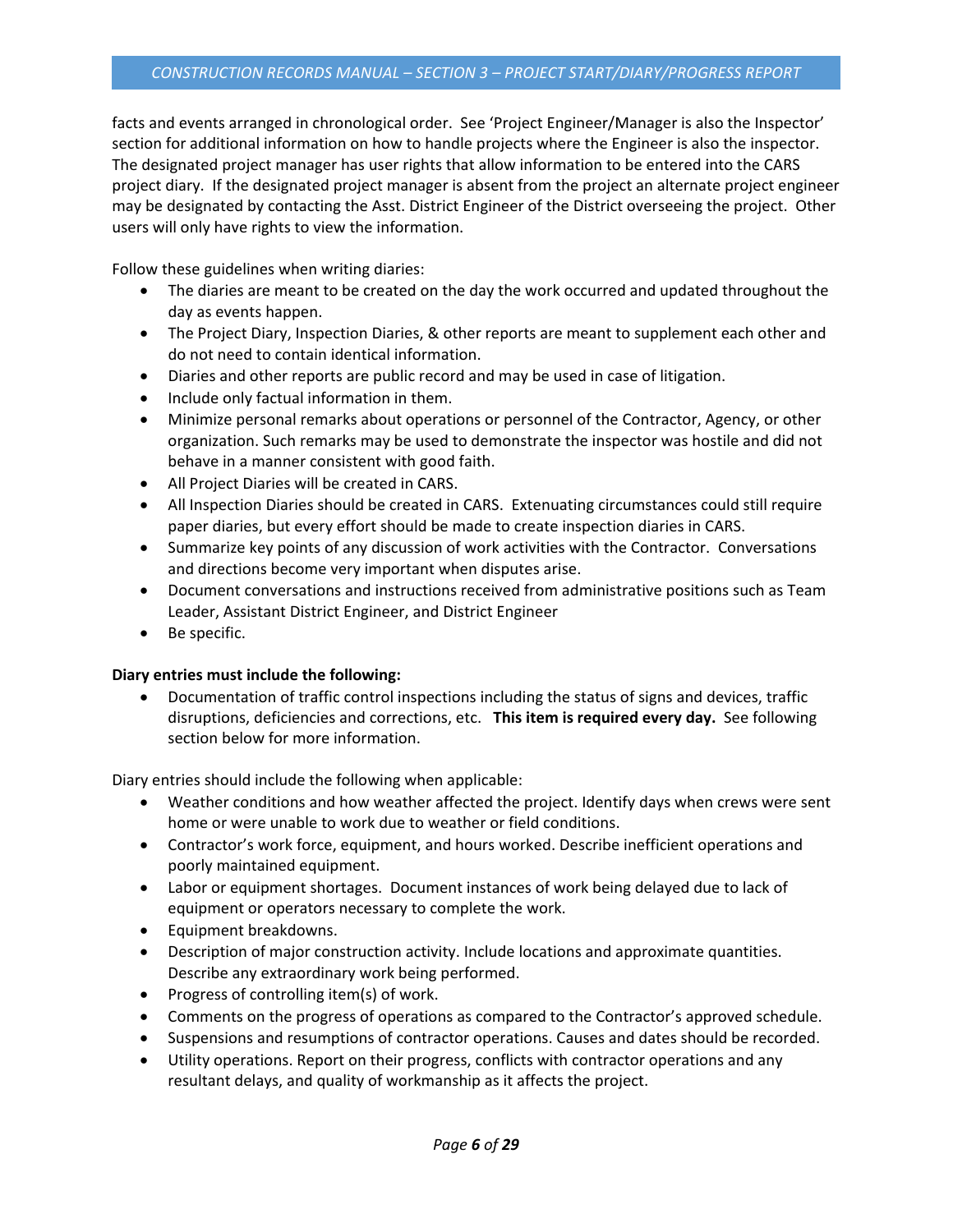facts and events arranged in chronological order. See 'Project Engineer/Manager is also the Inspector' section for additional information on how to handle projects where the Engineer is also the inspector. The designated project manager has user rights that allow information to be entered into the CARS project diary. If the designated project manager is absent from the project an alternate project engineer may be designated by contacting the Asst. District Engineer of the District overseeing the project. Other users will only have rights to view the information.

Follow these guidelines when writing diaries:

- The diaries are meant to be created on the day the work occurred and updated throughout the day as events happen.
- The Project Diary, Inspection Diaries, & other reports are meant to supplement each other and do not need to contain identical information.
- Diaries and other reports are public record and may be used in case of litigation.
- Include only factual information in them.
- Minimize personal remarks about operations or personnel of the Contractor, Agency, or other organization. Such remarks may be used to demonstrate the inspector was hostile and did not behave in a manner consistent with good faith.
- All Project Diaries will be created in CARS.
- All Inspection Diaries should be created in CARS. Extenuating circumstances could still require paper diaries, but every effort should be made to create inspection diaries in CARS.
- Summarize key points of any discussion of work activities with the Contractor. Conversations and directions become very important when disputes arise.
- Document conversations and instructions received from administrative positions such as Team Leader, Assistant District Engineer, and District Engineer
- Be specific.

**Diary entries must include the following:**

- Documentation of traffic control inspections including the status of signs and devices, traffic disruptions, deficiencies and corrections, etc. **This item is required every day.** See following section below for more information.

Diary entries should include the following when applicable:

- Weather conditions and how weather affected the project. Identify days when crews were sent home or were unable to work due to weather or field conditions.
- Contractor's work force, equipment, and hours worked. Describe inefficient operations and poorly maintained equipment.
- Labor or equipment shortages. Document instances of work being delayed due to lack of equipment or operators necessary to complete the work.
- Equipment breakdowns.
- Description of major construction activity. Include locations and approximate quantities. Describe any extraordinary work being performed.
- Progress of controlling item(s) of work.
- Comments on the progress of operations as compared to the Contractor's approved schedule.
- Suspensions and resumptions of contractor operations. Causes and dates should be recorded.
- Utility operations. Report on their progress, conflicts with contractor operations and any resultant delays, and quality of workmanship as it affects the project.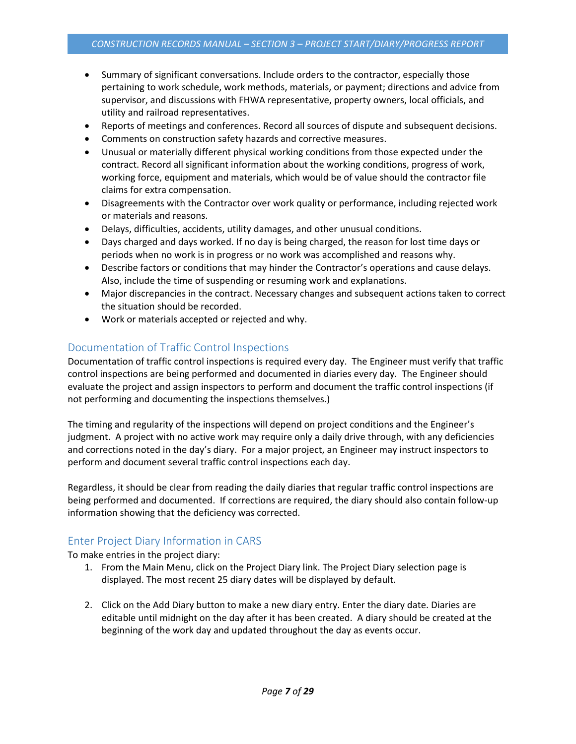- Summary of significant conversations. Include orders to the contractor, especially those pertaining to work schedule, work methods, materials, or payment; directions and advice from supervisor, and discussions with FHWA representative, property owners, local officials, and utility and railroad representatives.
- Reports of meetings and conferences. Record all sources of dispute and subsequent decisions.
- Comments on construction safety hazards and corrective measures.
- Unusual or materially different physical working conditions from those expected under the contract. Record all significant information about the working conditions, progress of work, working force, equipment and materials, which would be of value should the contractor file claims for extra compensation.
- Disagreements with the Contractor over work quality or performance, including rejected work or materials and reasons.
- Delays, difficulties, accidents, utility damages, and other unusual conditions.
- Days charged and days worked. If no day is being charged, the reason for lost time days or periods when no work is in progress or no work was accomplished and reasons why.
- Describe factors or conditions that may hinder the Contractor's operations and cause delays. Also, include the time of suspending or resuming work and explanations.
- Major discrepancies in the contract. Necessary changes and subsequent actions taken to correct the situation should be recorded.
- Work or materials accepted or rejected and why.

## Documentation of Traffic Control Inspections

Documentation of traffic control inspections is required every day. The Engineer must verify that traffic control inspections are being performed and documented in diaries every day. The Engineer should evaluate the project and assign inspectors to perform and document the traffic control inspections (if not performing and documenting the inspections themselves.)

The timing and regularity of the inspections will depend on project conditions and the Engineer's judgment. A project with no active work may require only a daily drive through, with any deficiencies and corrections noted in the day's diary. For a major project, an Engineer may instruct inspectors to perform and document several traffic control inspections each day.

Regardless, it should be clear from reading the daily diaries that regular traffic control inspections are being performed and documented. If corrections are required, the diary should also contain follow-up information showing that the deficiency was corrected.

## Enter Project Diary Information in CARS

To make entries in the project diary:

1. From the Main Menu, click on the Project Diary link. The Project Diary selection page is displayed. The most recent 25 diary dates will be displayed by default.

2. Click on the Add Diary button to make a new diary entry. Enter the diary date. Diaries are editable until midnight on the day after it has been created. A diary should be created at the beginning of the work day and updated throughout the day as events occur.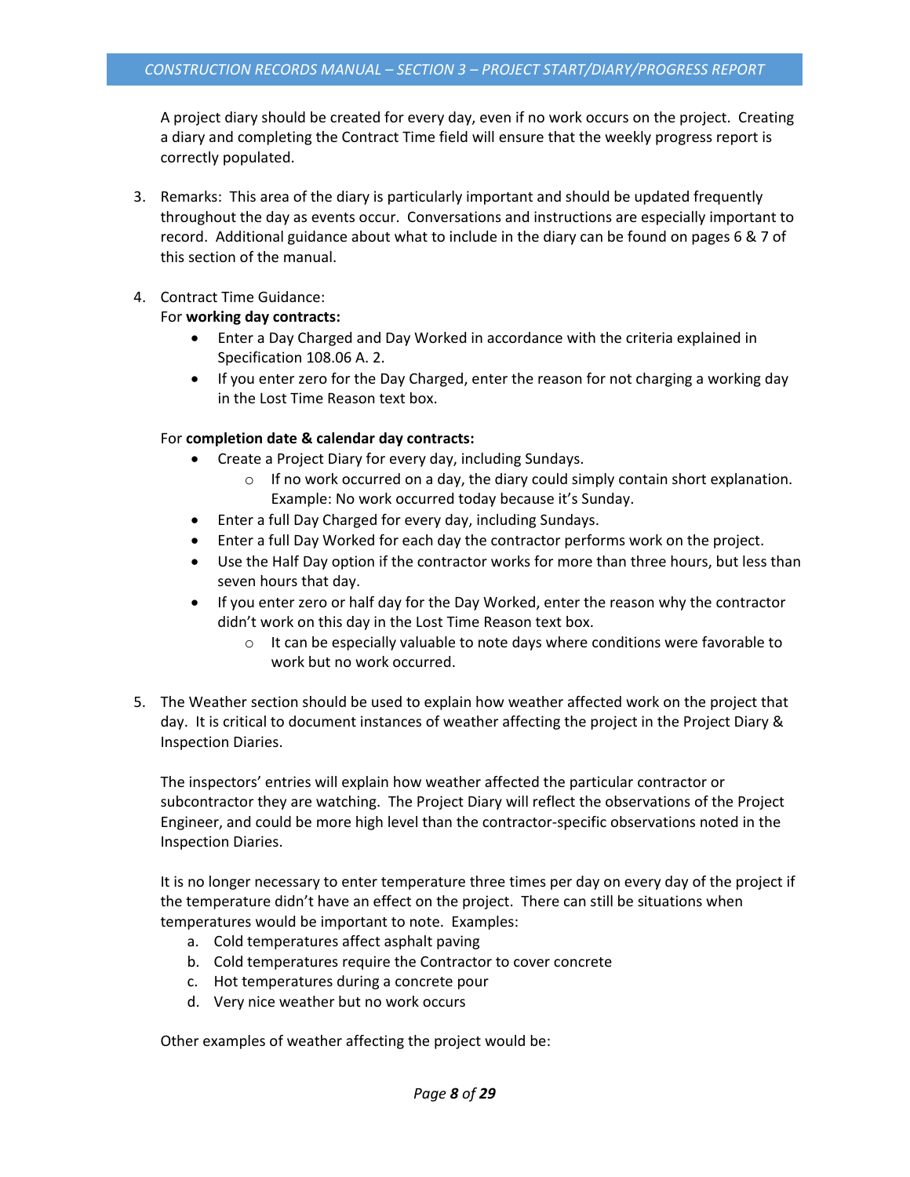A project diary should be created for every day, even if no work occurs on the project. Creating a diary and completing the Contract Time field will ensure that the weekly progress report is correctly populated.

3. Remarks: This area of the diary is particularly important and should be updated frequently throughout the day as events occur. Conversations and instructions are especially important to record. Additional guidance about what to include in the diary can be found on pages 6 & 7 of this section of the manual.

4. Contract Time Guidance:
   For **working day contracts:**
   - Enter a Day Charged and Day Worked in accordance with the criteria explained in Specification 108.06 A. 2.
   - If you enter zero for the Day Charged, enter the reason for not charging a working day in the Lost Time Reason text box.

   For **completion date & calendar day contracts:**
   - Create a Project Diary for every day, including Sundays.
     - If no work occurred on a day, the diary could simply contain short explanation. Example: No work occurred today because it's Sunday.
   - Enter a full Day Charged for every day, including Sundays.
   - Enter a full Day Worked for each day the contractor performs work on the project.
   - Use the Half Day option if the contractor works for more than three hours, but less than seven hours that day.
   - If you enter zero or half day for the Day Worked, enter the reason why the contractor didn't work on this day in the Lost Time Reason text box.
     - It can be especially valuable to note days where conditions were favorable to work but no work occurred.

5. The Weather section should be used to explain how weather affected work on the project that day. It is critical to document instances of weather affecting the project in the Project Diary & Inspection Diaries.

   The inspectors' entries will explain how weather affected the particular contractor or subcontractor they are watching. The Project Diary will reflect the observations of the Project Engineer, and could be more high level than the contractor-specific observations noted in the Inspection Diaries.

   It is no longer necessary to enter temperature three times per day on every day of the project if the temperature didn't have an effect on the project. There can still be situations when temperatures would be important to note. Examples:

   a. Cold temperatures affect asphalt paving
   b. Cold temperatures require the Contractor to cover concrete
   c. Hot temperatures during a concrete pour
   d. Very nice weather but no work occurs

   Other examples of weather affecting the project would be: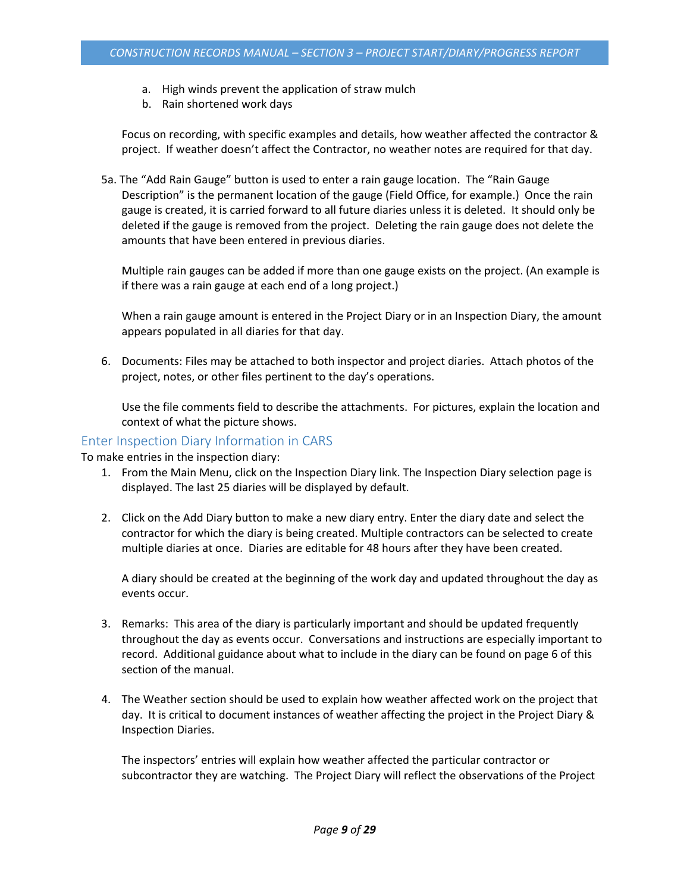a. High winds prevent the application of straw mulch
   b. Rain shortened work days

   Focus on recording, with specific examples and details, how weather affected the contractor & project. If weather doesn't affect the Contractor, no weather notes are required for that day.

5a. The "Add Rain Gauge" button is used to enter a rain gauge location. The "Rain Gauge Description" is the permanent location of the gauge (Field Office, for example.) Once the rain gauge is created, it is carried forward to all future diaries unless it is deleted. It should only be deleted if the gauge is removed from the project. Deleting the rain gauge does not delete the amounts that have been entered in previous diaries.

   Multiple rain gauges can be added if more than one gauge exists on the project. (An example is if there was a rain gauge at each end of a long project.)

   When a rain gauge amount is entered in the Project Diary or in an Inspection Diary, the amount appears populated in all diaries for that day.

6. Documents: Files may be attached to both inspector and project diaries. Attach photos of the project, notes, or other files pertinent to the day's operations.

   Use the file comments field to describe the attachments. For pictures, explain the location and context of what the picture shows.

## Enter Inspection Diary Information in CARS

To make entries in the inspection diary:

1. From the Main Menu, click on the Inspection Diary link. The Inspection Diary selection page is displayed. The last 25 diaries will be displayed by default.

2. Click on the Add Diary button to make a new diary entry. Enter the diary date and select the contractor for which the diary is being created. Multiple contractors can be selected to create multiple diaries at once. Diaries are editable for 48 hours after they have been created.

   A diary should be created at the beginning of the work day and updated throughout the day as events occur.

3. Remarks: This area of the diary is particularly important and should be updated frequently throughout the day as events occur. Conversations and instructions are especially important to record. Additional guidance about what to include in the diary can be found on page 6 of this section of the manual.

4. The Weather section should be used to explain how weather affected work on the project that day. It is critical to document instances of weather affecting the project in the Project Diary & Inspection Diaries.

   The inspectors' entries will explain how weather affected the particular contractor or subcontractor they are watching. The Project Diary will reflect the observations of the Project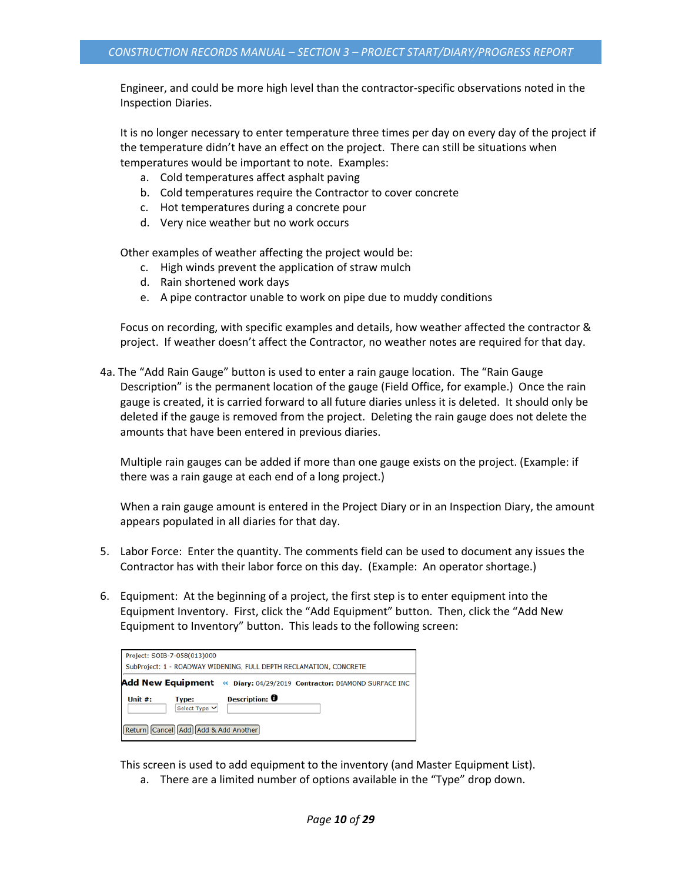Engineer, and could be more high level than the contractor-specific observations noted in the Inspection Diaries.

It is no longer necessary to enter temperature three times per day on every day of the project if the temperature didn't have an effect on the project. There can still be situations when temperatures would be important to note. Examples:

a. Cold temperatures affect asphalt paving
b. Cold temperatures require the Contractor to cover concrete
c. Hot temperatures during a concrete pour
d. Very nice weather but no work occurs

Other examples of weather affecting the project would be:

c. High winds prevent the application of straw mulch
d. Rain shortened work days
e. A pipe contractor unable to work on pipe due to muddy conditions

Focus on recording, with specific examples and details, how weather affected the contractor & project. If weather doesn't affect the Contractor, no weather notes are required for that day.

4a. The "Add Rain Gauge" button is used to enter a rain gauge location. The "Rain Gauge Description" is the permanent location of the gauge (Field Office, for example.) Once the rain gauge is created, it is carried forward to all future diaries unless it is deleted. It should only be deleted if the gauge is removed from the project. Deleting the rain gauge does not delete the amounts that have been entered in previous diaries.

Multiple rain gauges can be added if more than one gauge exists on the project. (Example: if there was a rain gauge at each end of a long project.)

When a rain gauge amount is entered in the Project Diary or in an Inspection Diary, the amount appears populated in all diaries for that day.

5. Labor Force: Enter the quantity. The comments field can be used to document any issues the Contractor has with their labor force on this day. (Example: An operator shortage.)

6. Equipment: At the beginning of a project, the first step is to enter equipment into the Equipment Inventory. First, click the "Add Equipment" button. Then, click the "Add New Equipment to Inventory" button. This leads to the following screen:

Project: SOIB-7-058(013)000
SubProject: 1 - ROADWAY WIDENING, FULL DEPTH RECLAMATION, CONCRETE

**Add New Equipment** « **Diary:** 04/29/2019 **Contractor:** DIAMOND SURFACE INC

| Unit #: | Type: | Description: |
|---|---|---|
| | Select Type | |

Return | Cancel | Add | Add & Add Another

This screen is used to add equipment to the inventory (and Master Equipment List).

a. There are a limited number of options available in the "Type" drop down.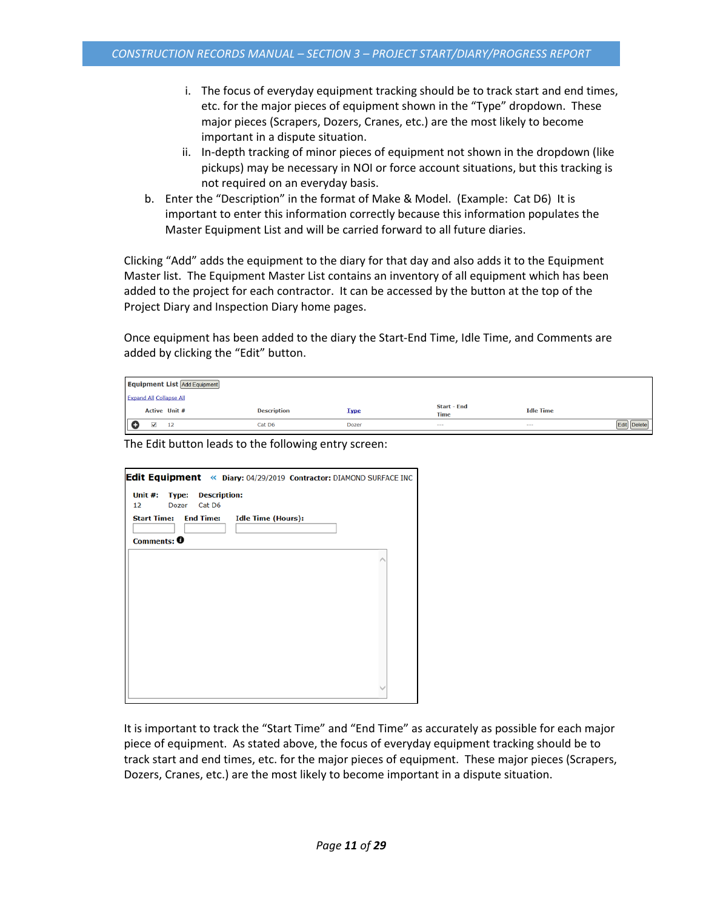i. The focus of everyday equipment tracking should be to track start and end times, etc. for the major pieces of equipment shown in the "Type" dropdown. These major pieces (Scrapers, Dozers, Cranes, etc.) are the most likely to become important in a dispute situation.
   ii. In-depth tracking of minor pieces of equipment not shown in the dropdown (like pickups) may be necessary in NOI or force account situations, but this tracking is not required on an everyday basis.

b. Enter the "Description" in the format of Make & Model. (Example: Cat D6) It is important to enter this information correctly because this information populates the Master Equipment List and will be carried forward to all future diaries.

Clicking "Add" adds the equipment to the diary for that day and also adds it to the Equipment Master list. The Equipment Master List contains an inventory of all equipment which has been added to the project for each contractor. It can be accessed by the button at the top of the Project Diary and Inspection Diary home pages.

Once equipment has been added to the diary the Start-End Time, Idle Time, and Comments are added by clicking the "Edit" button.

**Equipment List** [Add Equipment]

Expand All Collapse All

| | Active | Unit # | Description | Type | Start - End Time | Idle Time | |
|---|---|---|---|---|---|---|---|
| ⊕ | ☑ | 12 | Cat D6 | Dozer | --- | --- | Edit Delete |

The Edit button leads to the following entry screen:

**Edit Equipment** « **Diary:** 04/29/2019 **Contractor:** DIAMOND SURFACE INC

| Unit #: | Type: | Description: |
|---|---|---|
| 12 | Dozer | Cat D6 |

**Start Time:** **End Time:** **Idle Time (Hours):**

**Comments:**

It is important to track the "Start Time" and "End Time" as accurately as possible for each major piece of equipment. As stated above, the focus of everyday equipment tracking should be to track start and end times, etc. for the major pieces of equipment. These major pieces (Scrapers, Dozers, Cranes, etc.) are the most likely to become important in a dispute situation.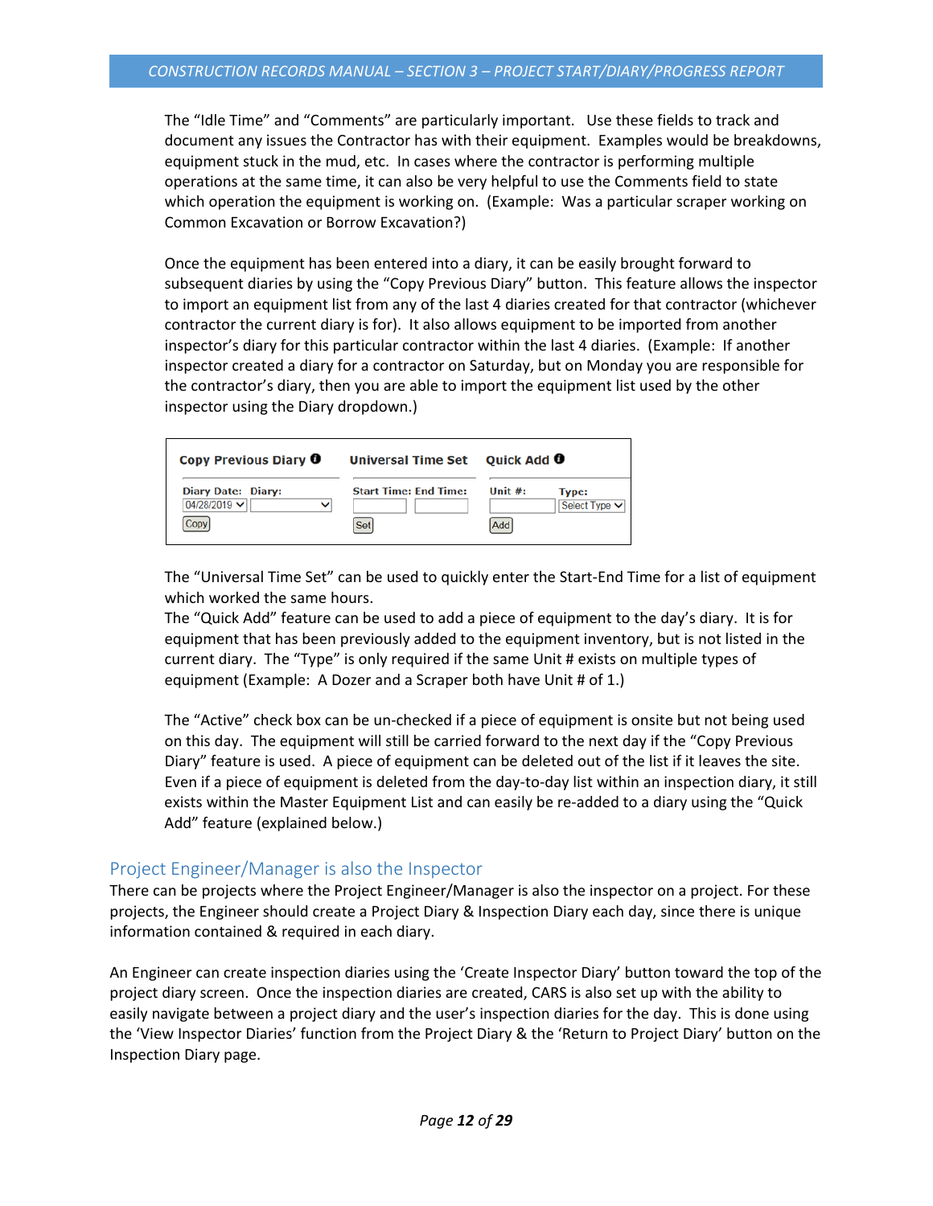The "Idle Time" and "Comments" are particularly important. Use these fields to track and document any issues the Contractor has with their equipment. Examples would be breakdowns, equipment stuck in the mud, etc. In cases where the contractor is performing multiple operations at the same time, it can also be very helpful to use the Comments field to state which operation the equipment is working on. (Example: Was a particular scraper working on Common Excavation or Borrow Excavation?)

Once the equipment has been entered into a diary, it can be easily brought forward to subsequent diaries by using the "Copy Previous Diary" button. This feature allows the inspector to import an equipment list from any of the last 4 diaries created for that contractor (whichever contractor the current diary is for). It also allows equipment to be imported from another inspector's diary for this particular contractor within the last 4 diaries. (Example: If another inspector created a diary for a contractor on Saturday, but on Monday you are responsible for the contractor's diary, then you are able to import the equipment list used by the other inspector using the Diary dropdown.)

| Copy Previous Diary | | Universal Time Set | | Quick Add | |
|---|---|---|---|---|---|
| Diary Date: | Diary: | Start Time: | End Time: | Unit #: | Type: |
| 04/28/2019 | | | | | Select Type |
| Copy | | Set | | Add | |

The "Universal Time Set" can be used to quickly enter the Start-End Time for a list of equipment which worked the same hours.
The "Quick Add" feature can be used to add a piece of equipment to the day's diary. It is for equipment that has been previously added to the equipment inventory, but is not listed in the current diary. The "Type" is only required if the same Unit # exists on multiple types of equipment (Example: A Dozer and a Scraper both have Unit # of 1.)

The "Active" check box can be un-checked if a piece of equipment is onsite but not being used on this day. The equipment will still be carried forward to the next day if the "Copy Previous Diary" feature is used. A piece of equipment can be deleted out of the list if it leaves the site. Even if a piece of equipment is deleted from the day-to-day list within an inspection diary, it still exists within the Master Equipment List and can easily be re-added to a diary using the "Quick Add" feature (explained below.)

## Project Engineer/Manager is also the Inspector

There can be projects where the Project Engineer/Manager is also the inspector on a project. For these projects, the Engineer should create a Project Diary & Inspection Diary each day, since there is unique information contained & required in each diary.

An Engineer can create inspection diaries using the 'Create Inspector Diary' button toward the top of the project diary screen. Once the inspection diaries are created, CARS is also set up with the ability to easily navigate between a project diary and the user's inspection diaries for the day. This is done using the 'View Inspector Diaries' function from the Project Diary & the 'Return to Project Diary' button on the Inspection Diary page.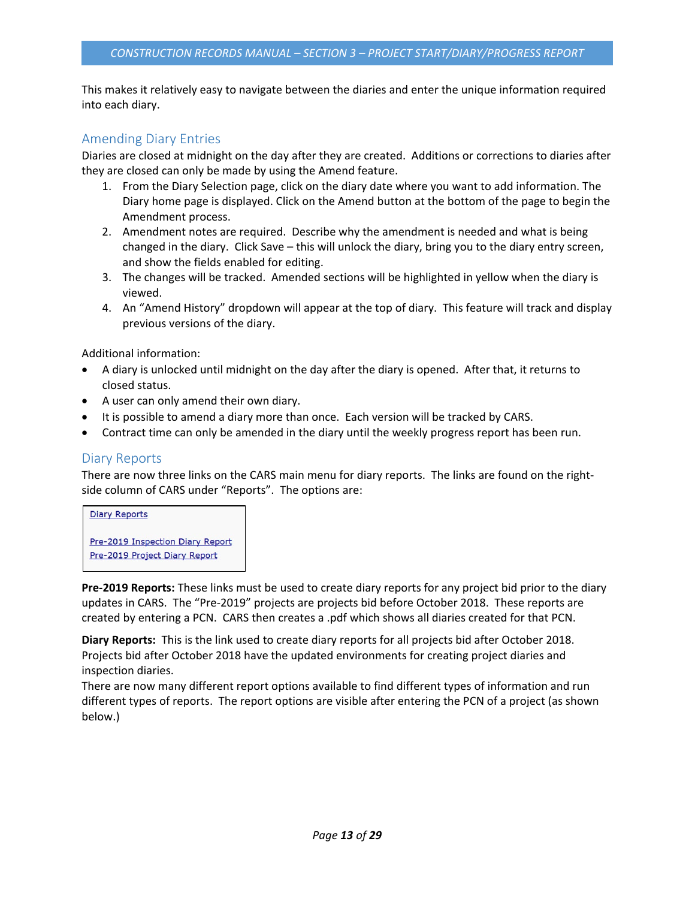This makes it relatively easy to navigate between the diaries and enter the unique information required into each diary.

## Amending Diary Entries

Diaries are closed at midnight on the day after they are created. Additions or corrections to diaries after they are closed can only be made by using the Amend feature.

1. From the Diary Selection page, click on the diary date where you want to add information. The Diary home page is displayed. Click on the Amend button at the bottom of the page to begin the Amendment process.
2. Amendment notes are required. Describe why the amendment is needed and what is being changed in the diary. Click Save – this will unlock the diary, bring you to the diary entry screen, and show the fields enabled for editing.
3. The changes will be tracked. Amended sections will be highlighted in yellow when the diary is viewed.
4. An "Amend History" dropdown will appear at the top of diary. This feature will track and display previous versions of the diary.

Additional information:

- A diary is unlocked until midnight on the day after the diary is opened. After that, it returns to closed status.
- A user can only amend their own diary.
- It is possible to amend a diary more than once. Each version will be tracked by CARS.
- Contract time can only be amended in the diary until the weekly progress report has been run.

## Diary Reports

There are now three links on the CARS main menu for diary reports. The links are found on the right-side column of CARS under "Reports". The options are:

Diary Reports

Pre-2019 Inspection Diary Report
Pre-2019 Project Diary Report

**Pre-2019 Reports:** These links must be used to create diary reports for any project bid prior to the diary updates in CARS. The "Pre-2019" projects are projects bid before October 2018. These reports are created by entering a PCN. CARS then creates a .pdf which shows all diaries created for that PCN.

**Diary Reports:** This is the link used to create diary reports for all projects bid after October 2018. Projects bid after October 2018 have the updated environments for creating project diaries and inspection diaries.
There are now many different report options available to find different types of information and run different types of reports. The report options are visible after entering the PCN of a project (as shown below.)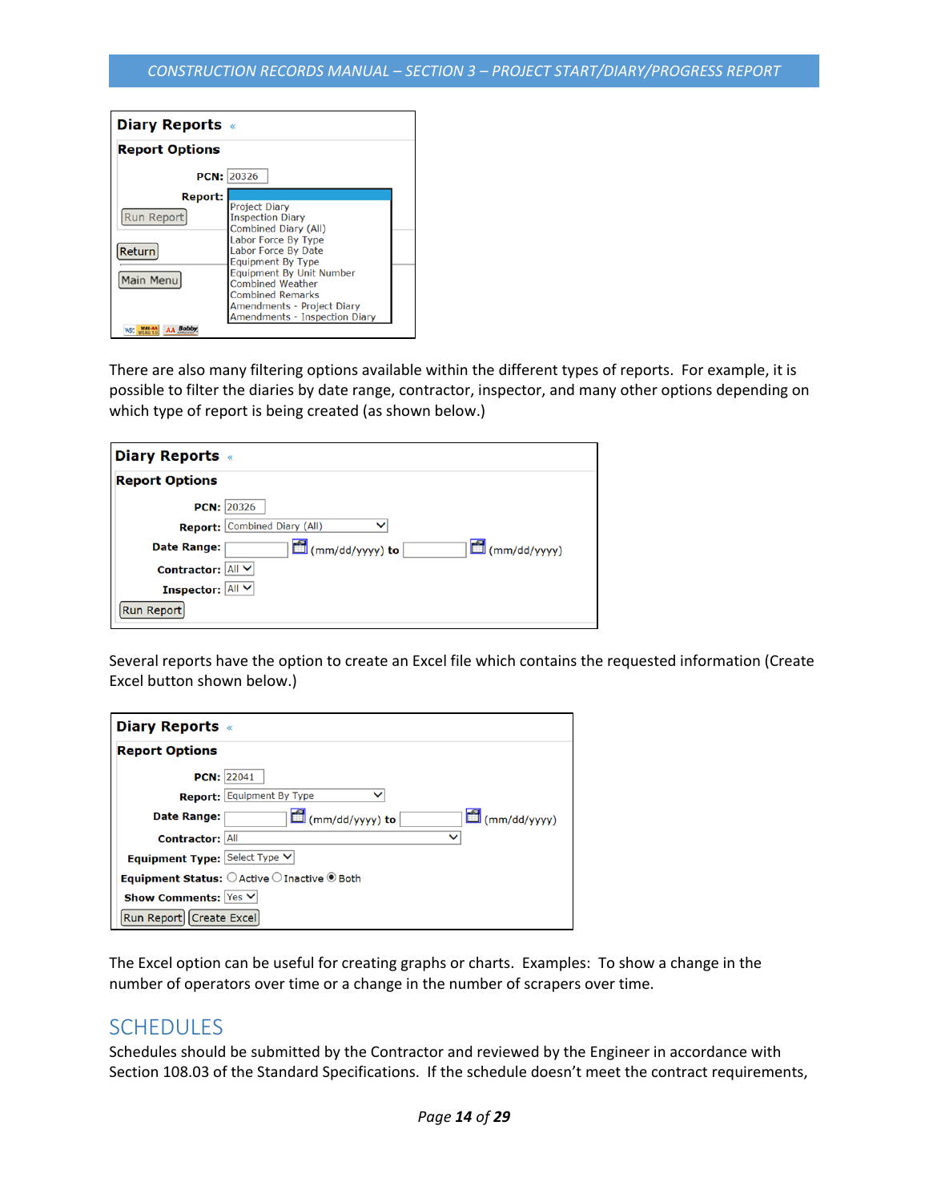**Diary Reports**

**Report Options**

**PCN:** 20326

**Report:**

- Project Diary
- Inspection Diary
- Combined Diary (All)
- Labor Force By Type
- Labor Force By Date
- Equipment By Type
- Equipment By Unit Number
- Combined Weather
- Combined Remarks
- Amendments - Project Diary
- Amendments - Inspection Diary

Run Report

Return

Main Menu

There are also many filtering options available within the different types of reports. For example, it is possible to filter the diaries by date range, contractor, inspector, and many other options depending on which type of report is being created (as shown below.)

**Diary Reports**

**Report Options**

**PCN:** 20326

**Report:** Combined Diary (All)

**Date Range:** (mm/dd/yyyy) **to** (mm/dd/yyyy)

**Contractor:** All

**Inspector:** All

Run Report

Several reports have the option to create an Excel file which contains the requested information (Create Excel button shown below.)

**Diary Reports**

**Report Options**

**PCN:** 22041

**Report:** Equipment By Type

**Date Range:** (mm/dd/yyyy) **to** (mm/dd/yyyy)

**Contractor:** All

**Equipment Type:** Select Type

**Equipment Status:** Active Inactive Both

**Show Comments:** Yes

Run Report Create Excel

The Excel option can be useful for creating graphs or charts. Examples: To show a change in the number of operators over time or a change in the number of scrapers over time.

## SCHEDULES

Schedules should be submitted by the Contractor and reviewed by the Engineer in accordance with Section 108.03 of the Standard Specifications. If the schedule doesn't meet the contract requirements,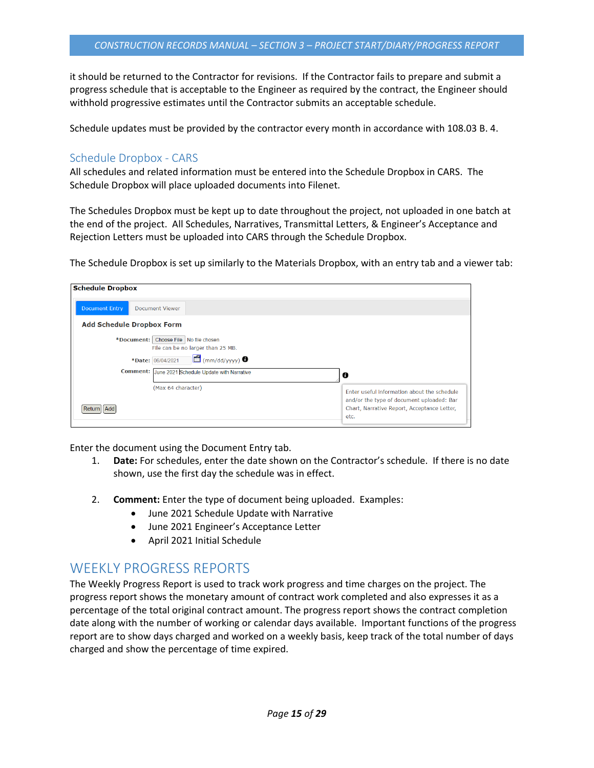it should be returned to the Contractor for revisions. If the Contractor fails to prepare and submit a progress schedule that is acceptable to the Engineer as required by the contract, the Engineer should withhold progressive estimates until the Contractor submits an acceptable schedule.

Schedule updates must be provided by the contractor every month in accordance with 108.03 B. 4.

## Schedule Dropbox - CARS

All schedules and related information must be entered into the Schedule Dropbox in CARS. The Schedule Dropbox will place uploaded documents into Filenet.

The Schedules Dropbox must be kept up to date throughout the project, not uploaded in one batch at the end of the project. All Schedules, Narratives, Transmittal Letters, & Engineer's Acceptance and Rejection Letters must be uploaded into CARS through the Schedule Dropbox.

The Schedule Dropbox is set up similarly to the Materials Dropbox, with an entry tab and a viewer tab:

**Schedule Dropbox**

Document Entry | Document Viewer

**Add Schedule Dropbox Form**

*Document: Choose File No file chosen
File can be no larger than 25 MB.

*Date: 06/04/2021 (mm/dd/yyyy)

Comment: June 2021 Schedule Update with Narrative
(Max 64 character)

Enter useful information about the schedule and/or the type of document uploaded: Bar Chart, Narrative Report, Acceptance Letter, etc.

Return | Add

Enter the document using the Document Entry tab.

1. **Date:** For schedules, enter the date shown on the Contractor's schedule. If there is no date shown, use the first day the schedule was in effect.

2. **Comment:** Enter the type of document being uploaded. Examples:
    - June 2021 Schedule Update with Narrative
    - June 2021 Engineer's Acceptance Letter
    - April 2021 Initial Schedule

# WEEKLY PROGRESS REPORTS

The Weekly Progress Report is used to track work progress and time charges on the project. The progress report shows the monetary amount of contract work completed and also expresses it as a percentage of the total original contract amount. The progress report shows the contract completion date along with the number of working or calendar days available. Important functions of the progress report are to show days charged and worked on a weekly basis, keep track of the total number of days charged and show the percentage of time expired.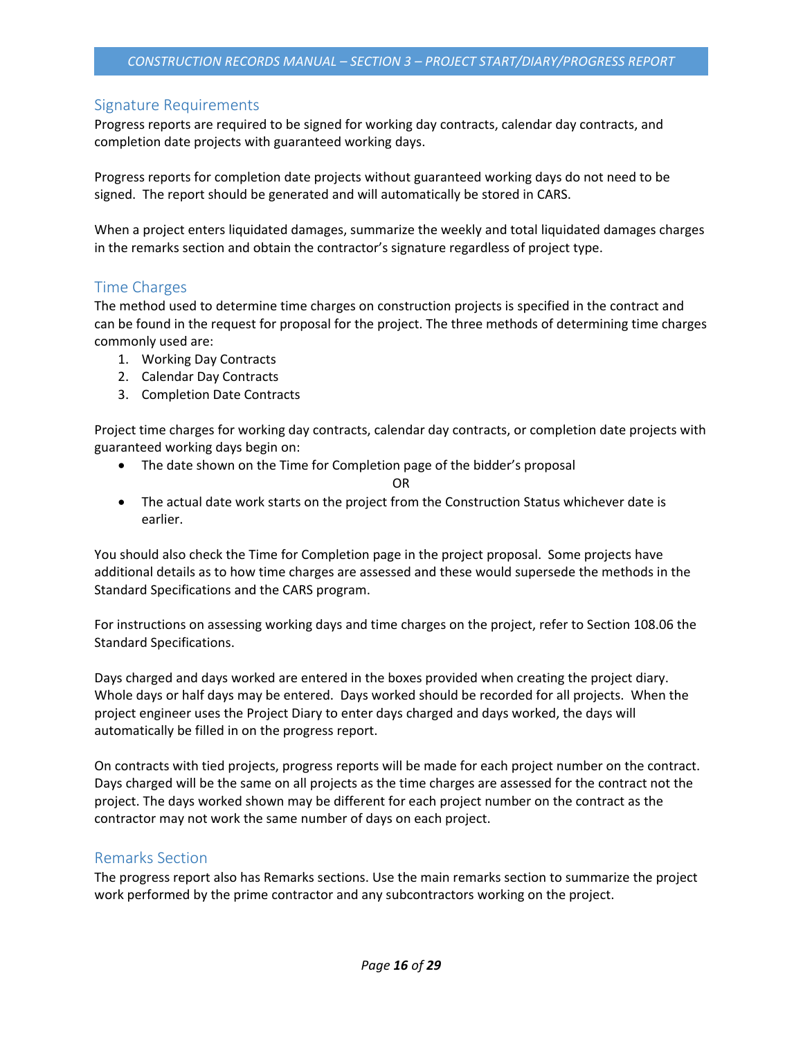## Signature Requirements

Progress reports are required to be signed for working day contracts, calendar day contracts, and completion date projects with guaranteed working days.

Progress reports for completion date projects without guaranteed working days do not need to be signed. The report should be generated and will automatically be stored in CARS.

When a project enters liquidated damages, summarize the weekly and total liquidated damages charges in the remarks section and obtain the contractor's signature regardless of project type.

## Time Charges

The method used to determine time charges on construction projects is specified in the contract and can be found in the request for proposal for the project. The three methods of determining time charges commonly used are:

1. Working Day Contracts
2. Calendar Day Contracts
3. Completion Date Contracts

Project time charges for working day contracts, calendar day contracts, or completion date projects with guaranteed working days begin on:

- The date shown on the Time for Completion page of the bidder's proposal

  OR

- The actual date work starts on the project from the Construction Status whichever date is earlier.

You should also check the Time for Completion page in the project proposal. Some projects have additional details as to how time charges are assessed and these would supersede the methods in the Standard Specifications and the CARS program.

For instructions on assessing working days and time charges on the project, refer to Section 108.06 the Standard Specifications.

Days charged and days worked are entered in the boxes provided when creating the project diary. Whole days or half days may be entered. Days worked should be recorded for all projects. When the project engineer uses the Project Diary to enter days charged and days worked, the days will automatically be filled in on the progress report.

On contracts with tied projects, progress reports will be made for each project number on the contract. Days charged will be the same on all projects as the time charges are assessed for the contract not the project. The days worked shown may be different for each project number on the contract as the contractor may not work the same number of days on each project.

## Remarks Section

The progress report also has Remarks sections. Use the main remarks section to summarize the project work performed by the prime contractor and any subcontractors working on the project.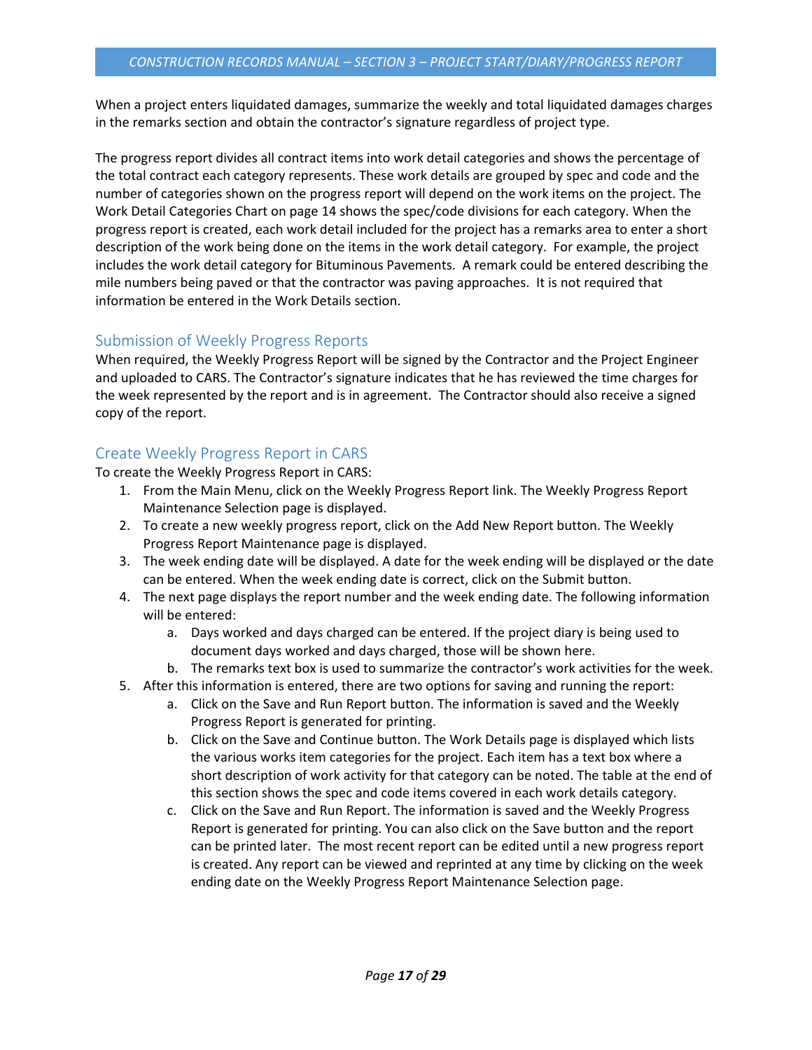When a project enters liquidated damages, summarize the weekly and total liquidated damages charges in the remarks section and obtain the contractor's signature regardless of project type.

The progress report divides all contract items into work detail categories and shows the percentage of the total contract each category represents. These work details are grouped by spec and code and the number of categories shown on the progress report will depend on the work items on the project. The Work Detail Categories Chart on page 14 shows the spec/code divisions for each category. When the progress report is created, each work detail included for the project has a remarks area to enter a short description of the work being done on the items in the work detail category. For example, the project includes the work detail category for Bituminous Pavements. A remark could be entered describing the mile numbers being paved or that the contractor was paving approaches. It is not required that information be entered in the Work Details section.

## Submission of Weekly Progress Reports

When required, the Weekly Progress Report will be signed by the Contractor and the Project Engineer and uploaded to CARS. The Contractor's signature indicates that he has reviewed the time charges for the week represented by the report and is in agreement. The Contractor should also receive a signed copy of the report.

## Create Weekly Progress Report in CARS

To create the Weekly Progress Report in CARS:

1. From the Main Menu, click on the Weekly Progress Report link. The Weekly Progress Report Maintenance Selection page is displayed.
2. To create a new weekly progress report, click on the Add New Report button. The Weekly Progress Report Maintenance page is displayed.
3. The week ending date will be displayed. A date for the week ending will be displayed or the date can be entered. When the week ending date is correct, click on the Submit button.
4. The next page displays the report number and the week ending date. The following information will be entered:
    a. Days worked and days charged can be entered. If the project diary is being used to document days worked and days charged, those will be shown here.
    b. The remarks text box is used to summarize the contractor's work activities for the week.
5. After this information is entered, there are two options for saving and running the report:
    a. Click on the Save and Run Report button. The information is saved and the Weekly Progress Report is generated for printing.
    b. Click on the Save and Continue button. The Work Details page is displayed which lists the various works item categories for the project. Each item has a text box where a short description of work activity for that category can be noted. The table at the end of this section shows the spec and code items covered in each work details category.
    c. Click on the Save and Run Report. The information is saved and the Weekly Progress Report is generated for printing. You can also click on the Save button and the report can be printed later. The most recent report can be edited until a new progress report is created. Any report can be viewed and reprinted at any time by clicking on the week ending date on the Weekly Progress Report Maintenance Selection page.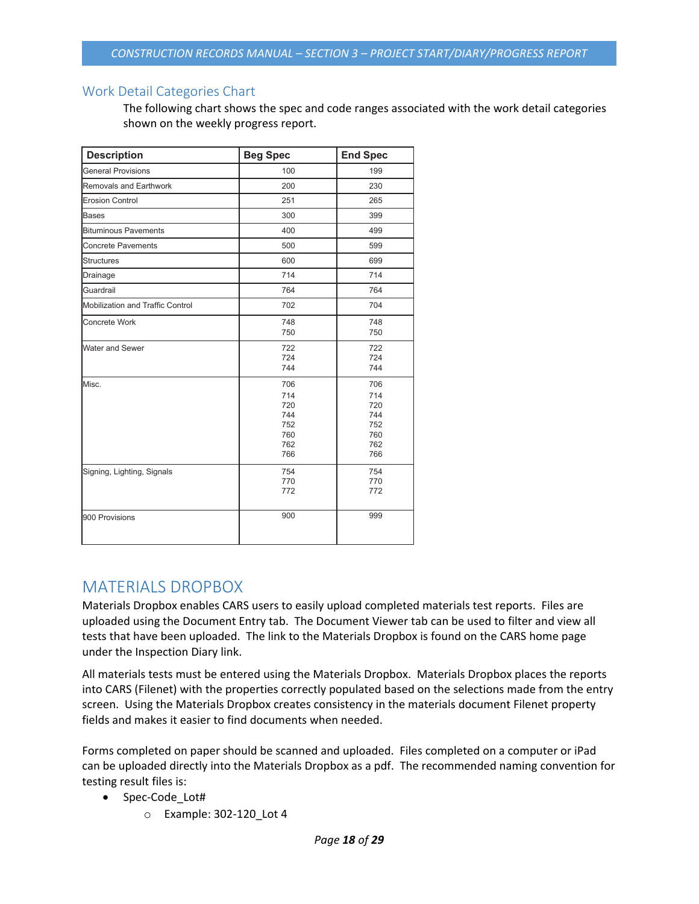## Work Detail Categories Chart

The following chart shows the spec and code ranges associated with the work detail categories shown on the weekly progress report.

| Description | Beg Spec | End Spec |
|---|---|---|
| General Provisions | 100 | 199 |
| Removals and Earthwork | 200 | 230 |
| Erosion Control | 251 | 265 |
| Bases | 300 | 399 |
| Bituminous Pavements | 400 | 499 |
| Concrete Pavements | 500 | 599 |
| Structures | 600 | 699 |
| Drainage | 714 | 714 |
| Guardrail | 764 | 764 |
| Mobilization and Traffic Control | 702 | 704 |
| Concrete Work | 748<br>750 | 748<br>750 |
| Water and Sewer | 722<br>724<br>744 | 722<br>724<br>744 |
| Misc. | 706<br>714<br>720<br>744<br>752<br>760<br>762<br>766 | 706<br>714<br>720<br>744<br>752<br>760<br>762<br>766 |
| Signing, Lighting, Signals | 754<br>770<br>772 | 754<br>770<br>772 |
| 900 Provisions | 900 | 999 |

# MATERIALS DROPBOX

Materials Dropbox enables CARS users to easily upload completed materials test reports. Files are uploaded using the Document Entry tab. The Document Viewer tab can be used to filter and view all tests that have been uploaded. The link to the Materials Dropbox is found on the CARS home page under the Inspection Diary link.

All materials tests must be entered using the Materials Dropbox. Materials Dropbox places the reports into CARS (Filenet) with the properties correctly populated based on the selections made from the entry screen. Using the Materials Dropbox creates consistency in the materials document Filenet property fields and makes it easier to find documents when needed.

Forms completed on paper should be scanned and uploaded. Files completed on a computer or iPad can be uploaded directly into the Materials Dropbox as a pdf. The recommended naming convention for testing result files is:

- Spec-Code_Lot#
  - Example: 302-120_Lot 4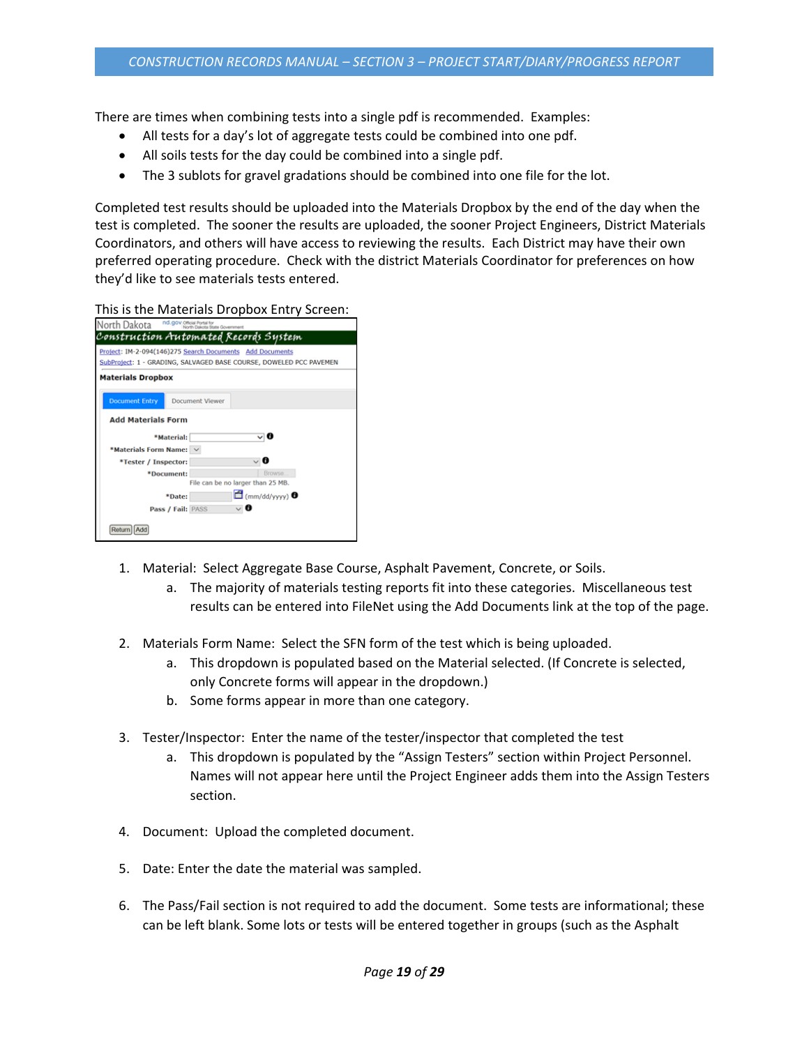There are times when combining tests into a single pdf is recommended. Examples:

- All tests for a day's lot of aggregate tests could be combined into one pdf.
- All soils tests for the day could be combined into a single pdf.
- The 3 sublots for gravel gradations should be combined into one file for the lot.

Completed test results should be uploaded into the Materials Dropbox by the end of the day when the test is completed. The sooner the results are uploaded, the sooner Project Engineers, District Materials Coordinators, and others will have access to reviewing the results. Each District may have their own preferred operating procedure. Check with the district Materials Coordinator for preferences on how they'd like to see materials tests entered.

This is the Materials Dropbox Entry Screen:

1. Material: Select Aggregate Base Course, Asphalt Pavement, Concrete, or Soils.
   a. The majority of materials testing reports fit into these categories. Miscellaneous test results can be entered into FileNet using the Add Documents link at the top of the page.

2. Materials Form Name: Select the SFN form of the test which is being uploaded.
   a. This dropdown is populated based on the Material selected. (If Concrete is selected, only Concrete forms will appear in the dropdown.)
   b. Some forms appear in more than one category.

3. Tester/Inspector: Enter the name of the tester/inspector that completed the test
   a. This dropdown is populated by the "Assign Testers" section within Project Personnel. Names will not appear here until the Project Engineer adds them into the Assign Testers section.

4. Document: Upload the completed document.

5. Date: Enter the date the material was sampled.

6. The Pass/Fail section is not required to add the document. Some tests are informational; these can be left blank. Some lots or tests will be entered together in groups (such as the Asphalt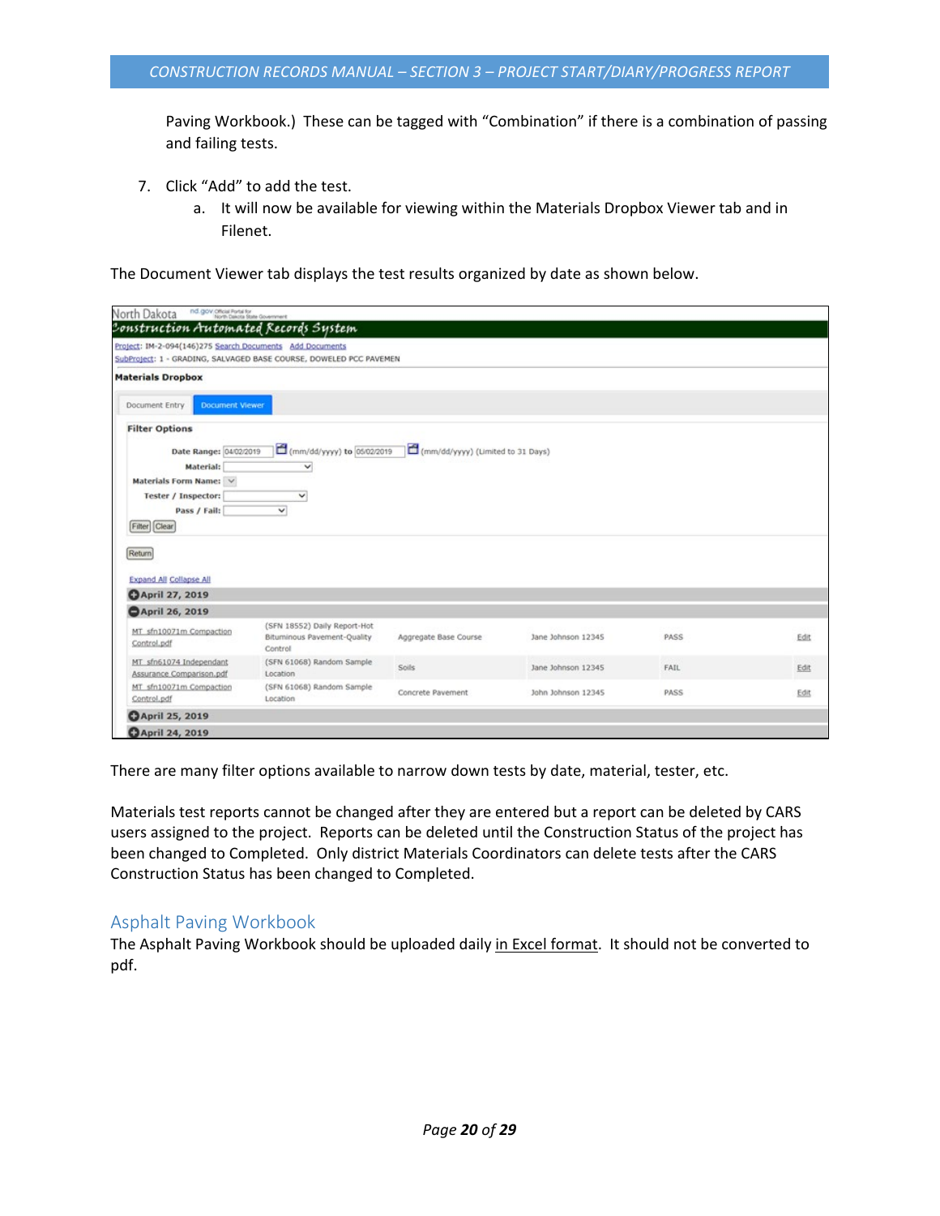Paving Workbook.) These can be tagged with "Combination" if there is a combination of passing and failing tests.

7. Click "Add" to add the test.
   a. It will now be available for viewing within the Materials Dropbox Viewer tab and in Filenet.

The Document Viewer tab displays the test results organized by date as shown below.

North Dakota nd.gov Official Portal for North Dakota State Government

Construction Automated Records System

Project: IM-2-094(146)275 Search Documents Add Documents
SubProject: 1 - GRADING, SALVAGED BASE COURSE, DOWELED PCC PAVEMEN

**Materials Dropbox**

Document Entry | Document Viewer

**Filter Options**

Date Range: 04/02/2019 (mm/dd/yyyy) to 05/02/2019 (mm/dd/yyyy) (Limited to 31 Days)
Material:
Materials Form Name:
Tester / Inspector:
Pass / Fail:

Filter Clear

Return

Expand All Collapse All

**April 27, 2019**

**April 26, 2019**

| | | | | | |
|---|---|---|---|---|---|
| MT_sfn10071m Compaction Control.pdf | (SFN 18552) Daily Report-Hot Bituminous Pavement-Quality Control | Aggregate Base Course | Jane Johnson 12345 | PASS | Edit |
| MT_sfn61074 Independant Assurance Comparison.pdf | (SFN 61068) Random Sample Location | Soils | Jane Johnson 12345 | FAIL | Edit |
| MT_sfn10071m Compaction Control.pdf | (SFN 61068) Random Sample Location | Concrete Pavement | John Johnson 12345 | PASS | Edit |

**April 25, 2019**

**April 24, 2019**

There are many filter options available to narrow down tests by date, material, tester, etc.

Materials test reports cannot be changed after they are entered but a report can be deleted by CARS users assigned to the project. Reports can be deleted until the Construction Status of the project has been changed to Completed. Only district Materials Coordinators can delete tests after the CARS Construction Status has been changed to Completed.

## Asphalt Paving Workbook

The Asphalt Paving Workbook should be uploaded daily <u>in Excel format</u>. It should not be converted to pdf.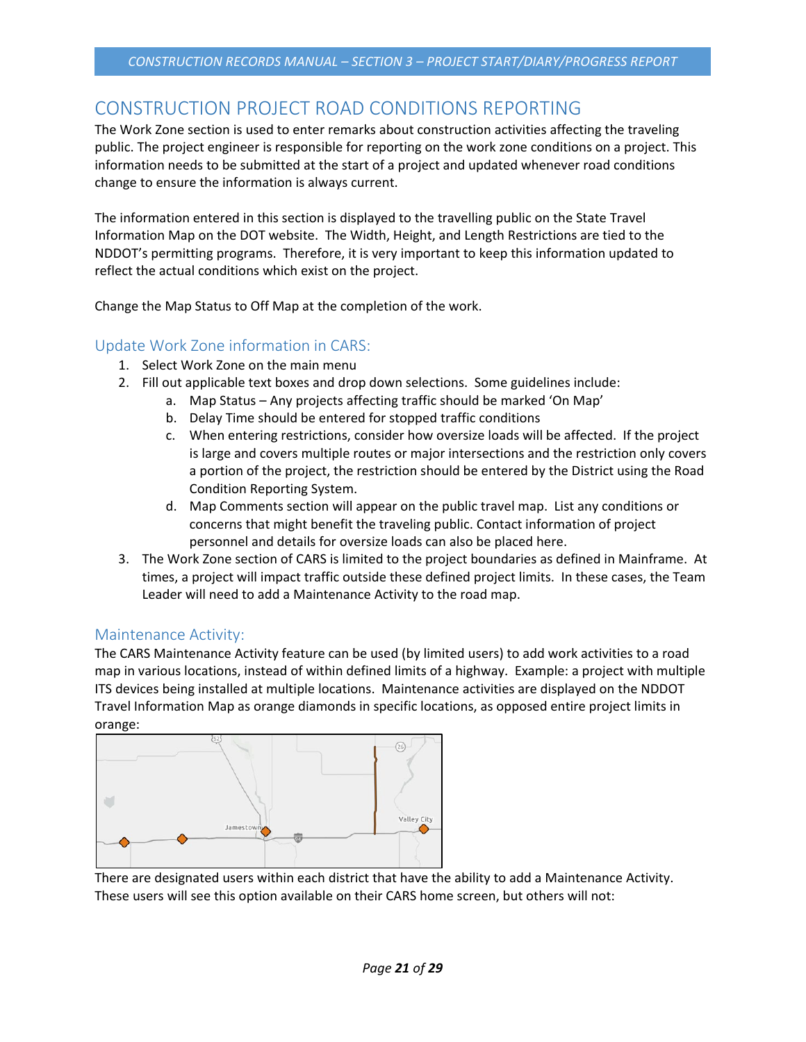## CONSTRUCTION PROJECT ROAD CONDITIONS REPORTING

The Work Zone section is used to enter remarks about construction activities affecting the traveling public. The project engineer is responsible for reporting on the work zone conditions on a project. This information needs to be submitted at the start of a project and updated whenever road conditions change to ensure the information is always current.

The information entered in this section is displayed to the travelling public on the State Travel Information Map on the DOT website. The Width, Height, and Length Restrictions are tied to the NDDOT's permitting programs. Therefore, it is very important to keep this information updated to reflect the actual conditions which exist on the project.

Change the Map Status to Off Map at the completion of the work.

### Update Work Zone information in CARS:

1. Select Work Zone on the main menu
2. Fill out applicable text boxes and drop down selections. Some guidelines include:
   a. Map Status – Any projects affecting traffic should be marked 'On Map'
   b. Delay Time should be entered for stopped traffic conditions
   c. When entering restrictions, consider how oversize loads will be affected. If the project is large and covers multiple routes or major intersections and the restriction only covers a portion of the project, the restriction should be entered by the District using the Road Condition Reporting System.
   d. Map Comments section will appear on the public travel map. List any conditions or concerns that might benefit the traveling public. Contact information of project personnel and details for oversize loads can also be placed here.
3. The Work Zone section of CARS is limited to the project boundaries as defined in Mainframe. At times, a project will impact traffic outside these defined project limits. In these cases, the Team Leader will need to add a Maintenance Activity to the road map.

### Maintenance Activity:

The CARS Maintenance Activity feature can be used (by limited users) to add work activities to a road map in various locations, instead of within defined limits of a highway. Example: a project with multiple ITS devices being installed at multiple locations. Maintenance activities are displayed on the NDDOT Travel Information Map as orange diamonds in specific locations, as opposed entire project limits in orange:

There are designated users within each district that have the ability to add a Maintenance Activity. These users will see this option available on their CARS home screen, but others will not: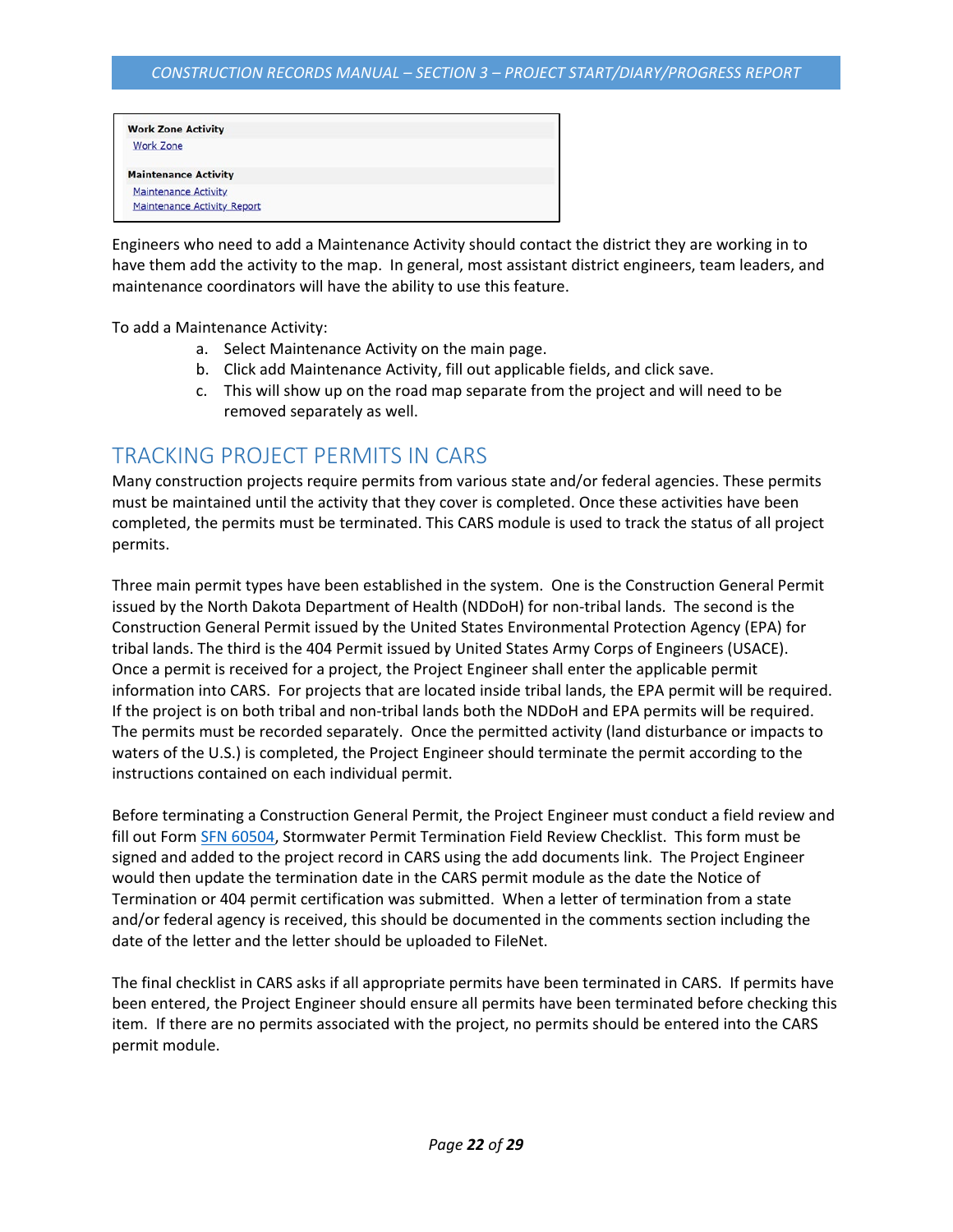**Work Zone Activity**

Work Zone

**Maintenance Activity**

Maintenance Activity

Maintenance Activity Report

Engineers who need to add a Maintenance Activity should contact the district they are working in to have them add the activity to the map. In general, most assistant district engineers, team leaders, and maintenance coordinators will have the ability to use this feature.

To add a Maintenance Activity:

a. Select Maintenance Activity on the main page.
b. Click add Maintenance Activity, fill out applicable fields, and click save.
c. This will show up on the road map separate from the project and will need to be removed separately as well.

## TRACKING PROJECT PERMITS IN CARS

Many construction projects require permits from various state and/or federal agencies. These permits must be maintained until the activity that they cover is completed. Once these activities have been completed, the permits must be terminated. This CARS module is used to track the status of all project permits.

Three main permit types have been established in the system. One is the Construction General Permit issued by the North Dakota Department of Health (NDDoH) for non-tribal lands. The second is the Construction General Permit issued by the United States Environmental Protection Agency (EPA) for tribal lands. The third is the 404 Permit issued by United States Army Corps of Engineers (USACE). Once a permit is received for a project, the Project Engineer shall enter the applicable permit information into CARS. For projects that are located inside tribal lands, the EPA permit will be required. If the project is on both tribal and non-tribal lands both the NDDoH and EPA permits will be required. The permits must be recorded separately. Once the permitted activity (land disturbance or impacts to waters of the U.S.) is completed, the Project Engineer should terminate the permit according to the instructions contained on each individual permit.

Before terminating a Construction General Permit, the Project Engineer must conduct a field review and fill out Form SFN 60504, Stormwater Permit Termination Field Review Checklist. This form must be signed and added to the project record in CARS using the add documents link. The Project Engineer would then update the termination date in the CARS permit module as the date the Notice of Termination or 404 permit certification was submitted. When a letter of termination from a state and/or federal agency is received, this should be documented in the comments section including the date of the letter and the letter should be uploaded to FileNet.

The final checklist in CARS asks if all appropriate permits have been terminated in CARS. If permits have been entered, the Project Engineer should ensure all permits have been terminated before checking this item. If there are no permits associated with the project, no permits should be entered into the CARS permit module.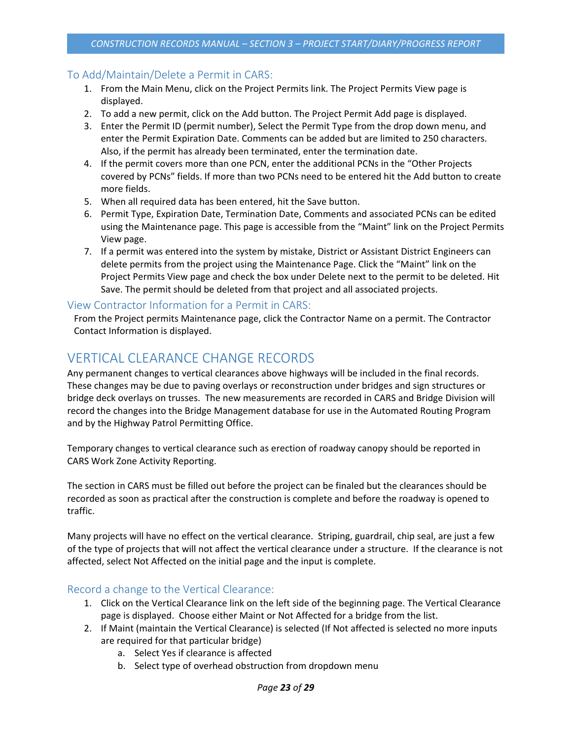### To Add/Maintain/Delete a Permit in CARS:

1. From the Main Menu, click on the Project Permits link. The Project Permits View page is displayed.
2. To add a new permit, click on the Add button. The Project Permit Add page is displayed.
3. Enter the Permit ID (permit number), Select the Permit Type from the drop down menu, and enter the Permit Expiration Date. Comments can be added but are limited to 250 characters. Also, if the permit has already been terminated, enter the termination date.
4. If the permit covers more than one PCN, enter the additional PCNs in the "Other Projects covered by PCNs" fields. If more than two PCNs need to be entered hit the Add button to create more fields.
5. When all required data has been entered, hit the Save button.
6. Permit Type, Expiration Date, Termination Date, Comments and associated PCNs can be edited using the Maintenance page. This page is accessible from the "Maint" link on the Project Permits View page.
7. If a permit was entered into the system by mistake, District or Assistant District Engineers can delete permits from the project using the Maintenance Page. Click the "Maint" link on the Project Permits View page and check the box under Delete next to the permit to be deleted. Hit Save. The permit should be deleted from that project and all associated projects.

### View Contractor Information for a Permit in CARS:

From the Project permits Maintenance page, click the Contractor Name on a permit. The Contractor Contact Information is displayed.

## VERTICAL CLEARANCE CHANGE RECORDS

Any permanent changes to vertical clearances above highways will be included in the final records. These changes may be due to paving overlays or reconstruction under bridges and sign structures or bridge deck overlays on trusses. The new measurements are recorded in CARS and Bridge Division will record the changes into the Bridge Management database for use in the Automated Routing Program and by the Highway Patrol Permitting Office.

Temporary changes to vertical clearance such as erection of roadway canopy should be reported in CARS Work Zone Activity Reporting.

The section in CARS must be filled out before the project can be finaled but the clearances should be recorded as soon as practical after the construction is complete and before the roadway is opened to traffic.

Many projects will have no effect on the vertical clearance. Striping, guardrail, chip seal, are just a few of the type of projects that will not affect the vertical clearance under a structure. If the clearance is not affected, select Not Affected on the initial page and the input is complete.

### Record a change to the Vertical Clearance:

1. Click on the Vertical Clearance link on the left side of the beginning page. The Vertical Clearance page is displayed. Choose either Maint or Not Affected for a bridge from the list.
2. If Maint (maintain the Vertical Clearance) is selected (If Not affected is selected no more inputs are required for that particular bridge)
   a. Select Yes if clearance is affected
   b. Select type of overhead obstruction from dropdown menu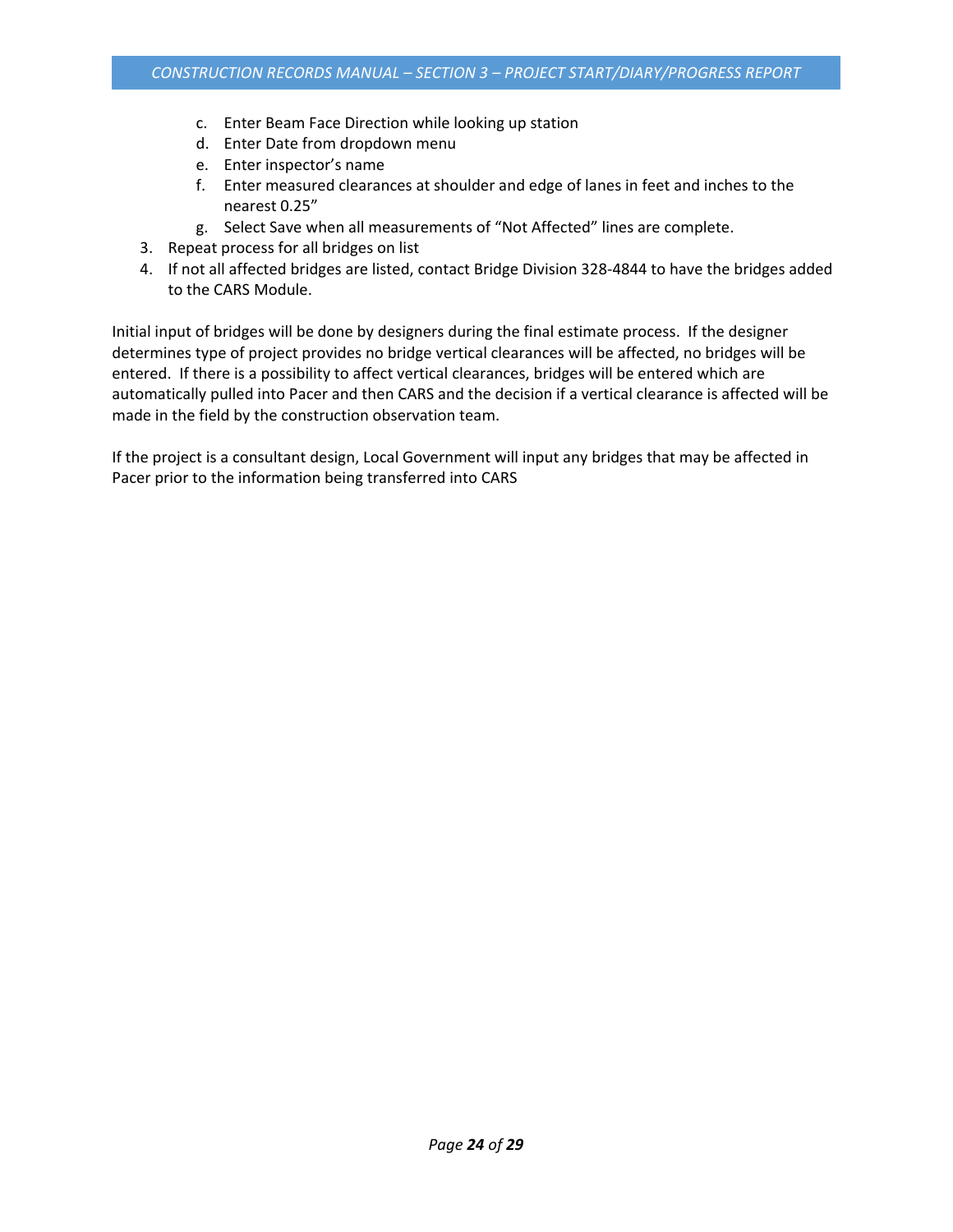c. Enter Beam Face Direction while looking up station
   d. Enter Date from dropdown menu
   e. Enter inspector's name
   f. Enter measured clearances at shoulder and edge of lanes in feet and inches to the nearest 0.25"
   g. Select Save when all measurements of "Not Affected" lines are complete.
3. Repeat process for all bridges on list
4. If not all affected bridges are listed, contact Bridge Division 328-4844 to have the bridges added to the CARS Module.

Initial input of bridges will be done by designers during the final estimate process. If the designer determines type of project provides no bridge vertical clearances will be affected, no bridges will be entered. If there is a possibility to affect vertical clearances, bridges will be entered which are automatically pulled into Pacer and then CARS and the decision if a vertical clearance is affected will be made in the field by the construction observation team.

If the project is a consultant design, Local Government will input any bridges that may be affected in Pacer prior to the information being transferred into CARS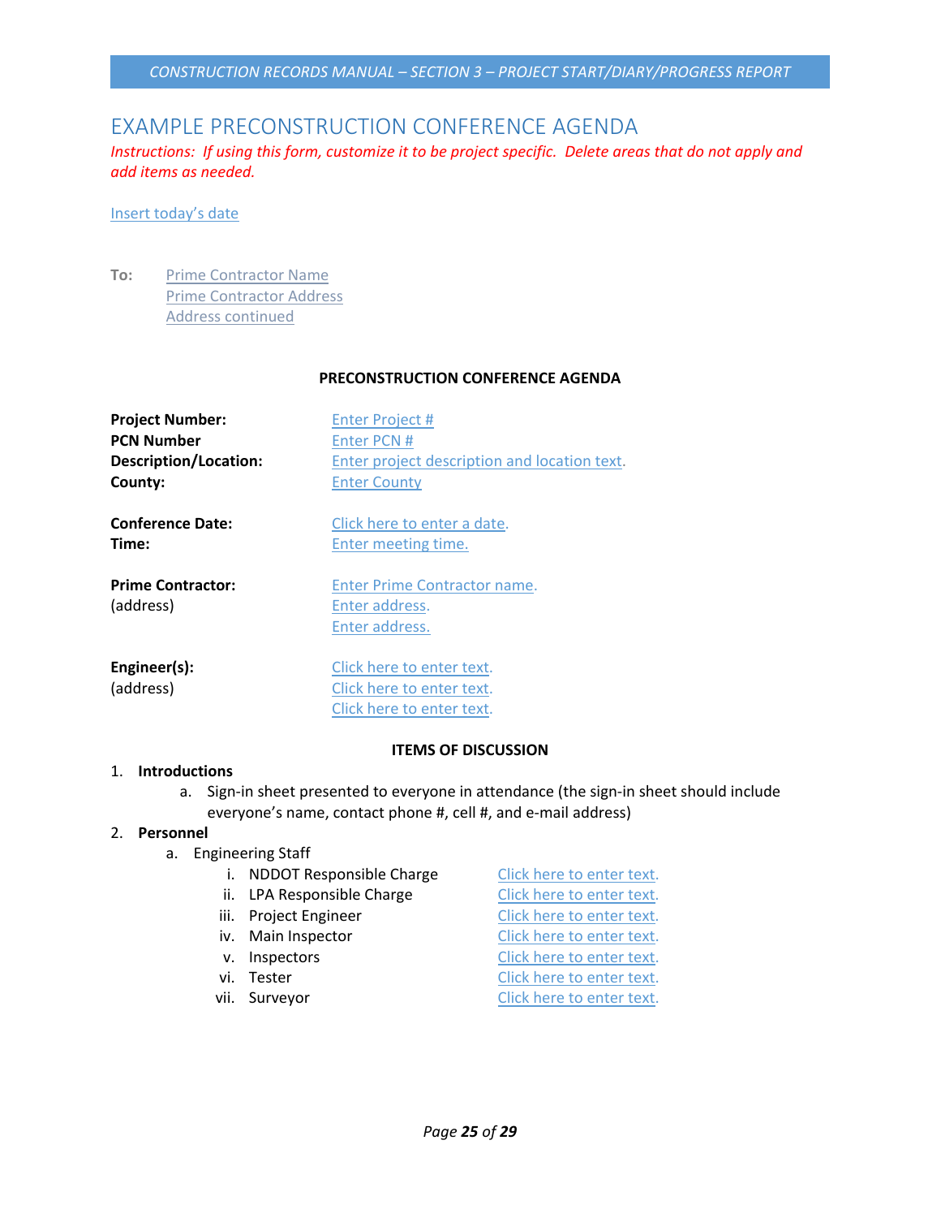# EXAMPLE PRECONSTRUCTION CONFERENCE AGENDA

*Instructions: If using this form, customize it to be project specific. Delete areas that do not apply and add items as needed.*

Insert today's date

**To:** Prime Contractor Name
Prime Contractor Address
Address continued

**PRECONSTRUCTION CONFERENCE AGENDA**

| | |
|---|---|
| **Project Number:** | Enter Project # |
| **PCN Number** | Enter PCN # |
| **Description/Location:** | Enter project description and location text. |
| **County:** | Enter County |
| **Conference Date:** | Click here to enter a date. |
| **Time:** | Enter meeting time. |
| **Prime Contractor:** | Enter Prime Contractor name. |
| (address) | Enter address. |
| | Enter address. |
| **Engineer(s):** | Click here to enter text. |
| (address) | Click here to enter text. |
| | Click here to enter text. |

**ITEMS OF DISCUSSION**

1. **Introductions**
   a. Sign-in sheet presented to everyone in attendance (the sign-in sheet should include everyone's name, contact phone #, cell #, and e-mail address)
2. **Personnel**
   a. Engineering Staff
      i. NDDOT Responsible Charge — Click here to enter text.
      ii. LPA Responsible Charge — Click here to enter text.
      iii. Project Engineer — Click here to enter text.
      iv. Main Inspector — Click here to enter text.
      v. Inspectors — Click here to enter text.
      vi. Tester — Click here to enter text.
      vii. Surveyor — Click here to enter text.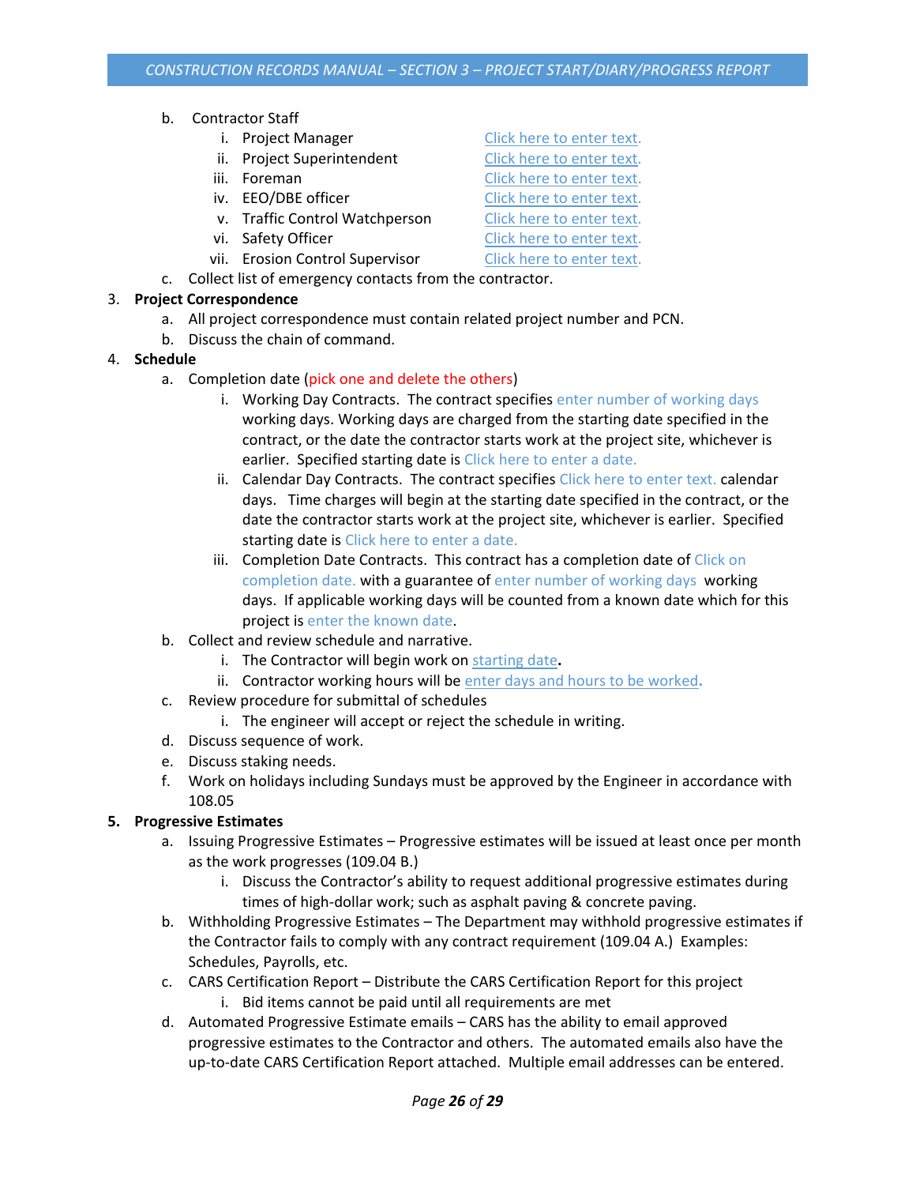b. Contractor Staff
   i. Project Manager — Click here to enter text.
   ii. Project Superintendent — Click here to enter text.
   iii. Foreman — Click here to enter text.
   iv. EEO/DBE officer — Click here to enter text.
   v. Traffic Control Watchperson — Click here to enter text.
   vi. Safety Officer — Click here to enter text.
   vii. Erosion Control Supervisor — Click here to enter text.

c. Collect list of emergency contacts from the contractor.

3. **Project Correspondence**
   a. All project correspondence must contain related project number and PCN.
   b. Discuss the chain of command.

4. **Schedule**
   a. Completion date (pick one and delete the others)
      i. Working Day Contracts. The contract specifies enter number of working days working days. Working days are charged from the starting date specified in the contract, or the date the contractor starts work at the project site, whichever is earlier. Specified starting date is Click here to enter a date.
      ii. Calendar Day Contracts. The contract specifies Click here to enter text. calendar days. Time charges will begin at the starting date specified in the contract, or the date the contractor starts work at the project site, whichever is earlier. Specified starting date is Click here to enter a date.
      iii. Completion Date Contracts. This contract has a completion date of Click on completion date. with a guarantee of enter number of working days working days. If applicable working days will be counted from a known date which for this project is enter the known date.
   b. Collect and review schedule and narrative.
      i. The Contractor will begin work on starting date**.**
      ii. Contractor working hours will be enter days and hours to be worked**.**
   c. Review procedure for submittal of schedules
      i. The engineer will accept or reject the schedule in writing.
   d. Discuss sequence of work.
   e. Discuss staking needs.
   f. Work on holidays including Sundays must be approved by the Engineer in accordance with 108.05

5. **Progressive Estimates**
   a. Issuing Progressive Estimates – Progressive estimates will be issued at least once per month as the work progresses (109.04 B.)
      i. Discuss the Contractor's ability to request additional progressive estimates during times of high-dollar work; such as asphalt paving & concrete paving.
   b. Withholding Progressive Estimates – The Department may withhold progressive estimates if the Contractor fails to comply with any contract requirement (109.04 A.) Examples: Schedules, Payrolls, etc.
   c. CARS Certification Report – Distribute the CARS Certification Report for this project
      i. Bid items cannot be paid until all requirements are met
   d. Automated Progressive Estimate emails – CARS has the ability to email approved progressive estimates to the Contractor and others. The automated emails also have the up-to-date CARS Certification Report attached. Multiple email addresses can be entered.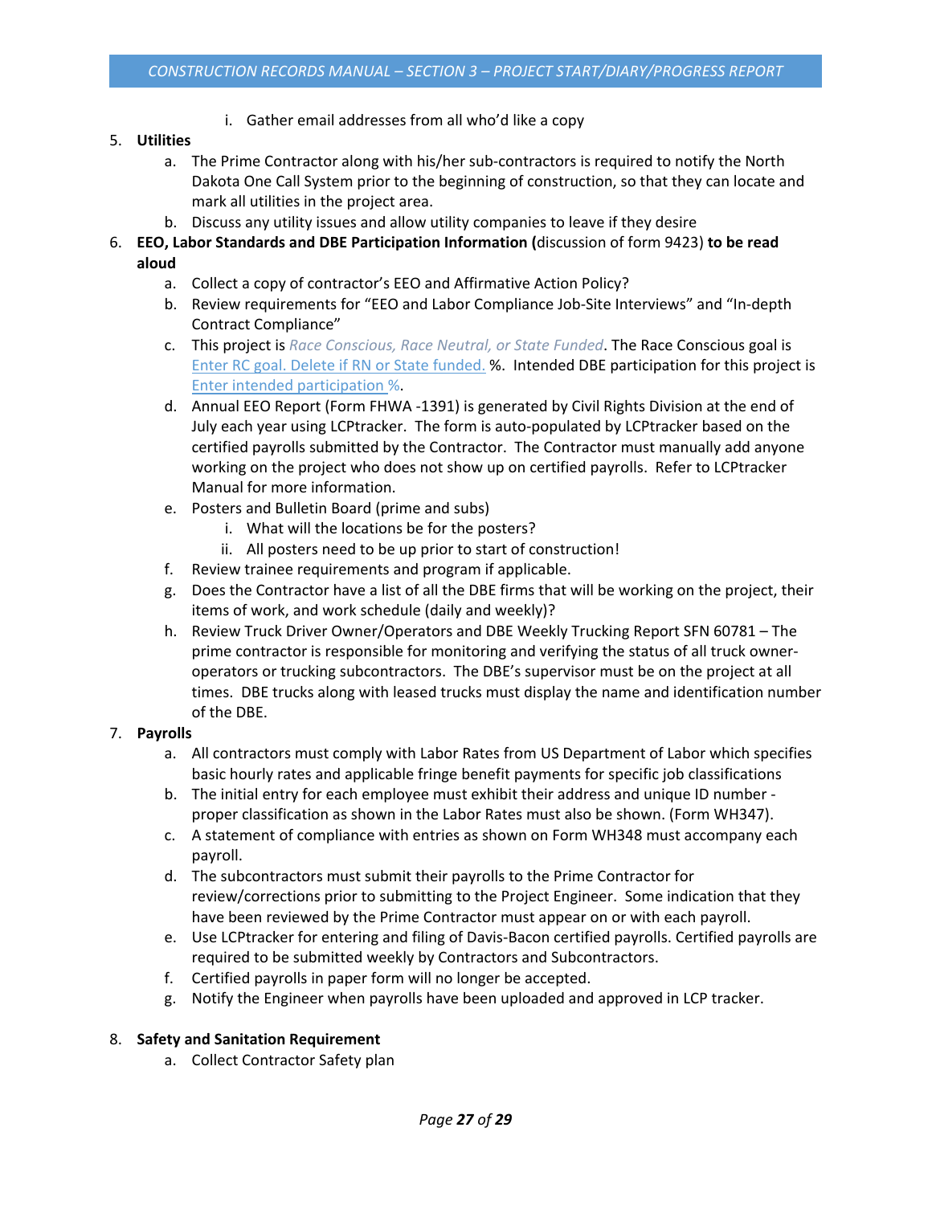i. Gather email addresses from all who'd like a copy

5. **Utilities**
   a. The Prime Contractor along with his/her sub-contractors is required to notify the North Dakota One Call System prior to the beginning of construction, so that they can locate and mark all utilities in the project area.
   b. Discuss any utility issues and allow utility companies to leave if they desire
6. **EEO, Labor Standards and DBE Participation Information (**discussion of form 9423) **to be read aloud**
   a. Collect a copy of contractor's EEO and Affirmative Action Policy?
   b. Review requirements for "EEO and Labor Compliance Job-Site Interviews" and "In-depth Contract Compliance"
   c. This project is *Race Conscious, Race Neutral, or State Funded*. The Race Conscious goal is Enter RC goal. Delete if RN or State funded. %. Intended DBE participation for this project is Enter intended participation %.
   d. Annual EEO Report (Form FHWA -1391) is generated by Civil Rights Division at the end of July each year using LCPtracker. The form is auto-populated by LCPtracker based on the certified payrolls submitted by the Contractor. The Contractor must manually add anyone working on the project who does not show up on certified payrolls. Refer to LCPtracker Manual for more information.
   e. Posters and Bulletin Board (prime and subs)
      i. What will the locations be for the posters?
      ii. All posters need to be up prior to start of construction!
   f. Review trainee requirements and program if applicable.
   g. Does the Contractor have a list of all the DBE firms that will be working on the project, their items of work, and work schedule (daily and weekly)?
   h. Review Truck Driver Owner/Operators and DBE Weekly Trucking Report SFN 60781 – The prime contractor is responsible for monitoring and verifying the status of all truck owner-operators or trucking subcontractors. The DBE's supervisor must be on the project at all times. DBE trucks along with leased trucks must display the name and identification number of the DBE.
7. **Payrolls**
   a. All contractors must comply with Labor Rates from US Department of Labor which specifies basic hourly rates and applicable fringe benefit payments for specific job classifications
   b. The initial entry for each employee must exhibit their address and unique ID number - proper classification as shown in the Labor Rates must also be shown. (Form WH347).
   c. A statement of compliance with entries as shown on Form WH348 must accompany each payroll.
   d. The subcontractors must submit their payrolls to the Prime Contractor for review/corrections prior to submitting to the Project Engineer. Some indication that they have been reviewed by the Prime Contractor must appear on or with each payroll.
   e. Use LCPtracker for entering and filing of Davis-Bacon certified payrolls. Certified payrolls are required to be submitted weekly by Contractors and Subcontractors.
   f. Certified payrolls in paper form will no longer be accepted.
   g. Notify the Engineer when payrolls have been uploaded and approved in LCP tracker.

8. **Safety and Sanitation Requirement**
   a. Collect Contractor Safety plan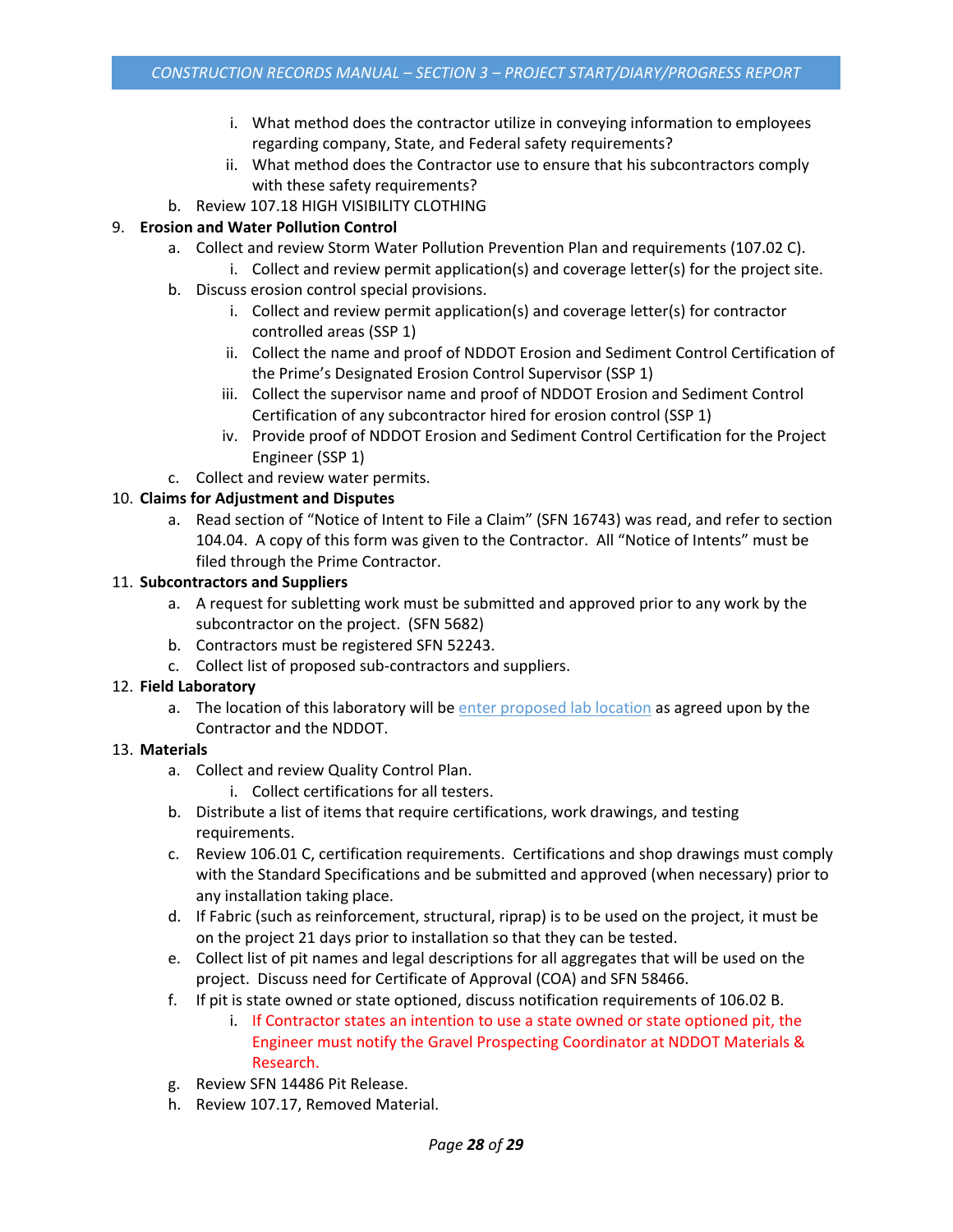i. What method does the contractor utilize in conveying information to employees regarding company, State, and Federal safety requirements?
      ii. What method does the Contractor use to ensure that his subcontractors comply with these safety requirements?
   b. Review 107.18 HIGH VISIBILITY CLOTHING

9. **Erosion and Water Pollution Control**
   a. Collect and review Storm Water Pollution Prevention Plan and requirements (107.02 C).
      i. Collect and review permit application(s) and coverage letter(s) for the project site.
   b. Discuss erosion control special provisions.
      i. Collect and review permit application(s) and coverage letter(s) for contractor controlled areas (SSP 1)
      ii. Collect the name and proof of NDDOT Erosion and Sediment Control Certification of the Prime's Designated Erosion Control Supervisor (SSP 1)
      iii. Collect the supervisor name and proof of NDDOT Erosion and Sediment Control Certification of any subcontractor hired for erosion control (SSP 1)
      iv. Provide proof of NDDOT Erosion and Sediment Control Certification for the Project Engineer (SSP 1)
   c. Collect and review water permits.

10. **Claims for Adjustment and Disputes**
    a. Read section of "Notice of Intent to File a Claim" (SFN 16743) was read, and refer to section 104.04. A copy of this form was given to the Contractor. All "Notice of Intents" must be filed through the Prime Contractor.

11. **Subcontractors and Suppliers**
    a. A request for subletting work must be submitted and approved prior to any work by the subcontractor on the project. (SFN 5682)
    b. Contractors must be registered SFN 52243.
    c. Collect list of proposed sub-contractors and suppliers.

12. **Field Laboratory**
    a. The location of this laboratory will be enter proposed lab location as agreed upon by the Contractor and the NDDOT.

13. **Materials**
    a. Collect and review Quality Control Plan.
       i. Collect certifications for all testers.
    b. Distribute a list of items that require certifications, work drawings, and testing requirements.
    c. Review 106.01 C, certification requirements. Certifications and shop drawings must comply with the Standard Specifications and be submitted and approved (when necessary) prior to any installation taking place.
    d. If Fabric (such as reinforcement, structural, riprap) is to be used on the project, it must be on the project 21 days prior to installation so that they can be tested.
    e. Collect list of pit names and legal descriptions for all aggregates that will be used on the project. Discuss need for Certificate of Approval (COA) and SFN 58466.
    f. If pit is state owned or state optioned, discuss notification requirements of 106.02 B.
       i. If Contractor states an intention to use a state owned or state optioned pit, the Engineer must notify the Gravel Prospecting Coordinator at NDDOT Materials & Research.
    g. Review SFN 14486 Pit Release.
    h. Review 107.17, Removed Material.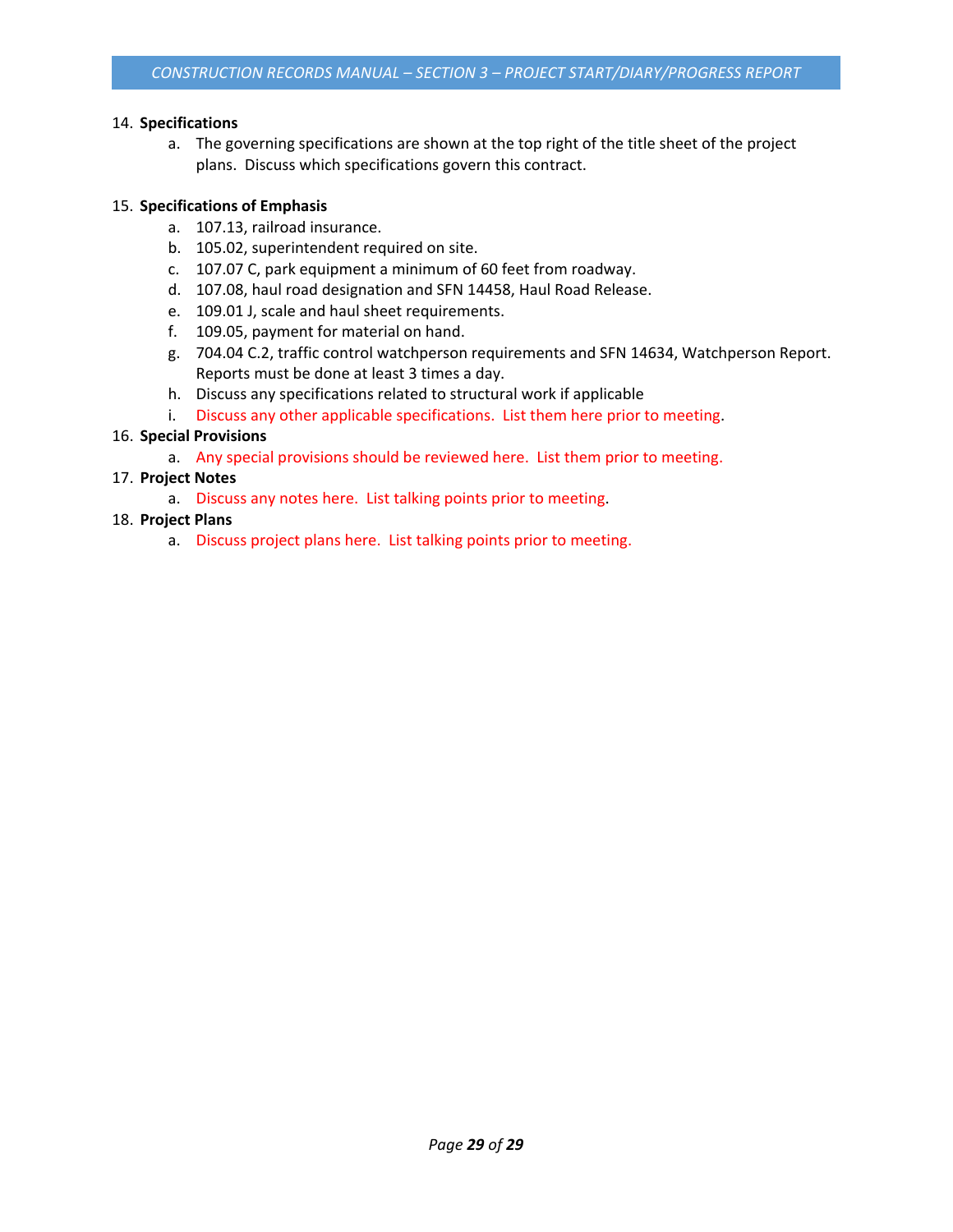14. **Specifications**
    a. The governing specifications are shown at the top right of the title sheet of the project plans. Discuss which specifications govern this contract.

15. **Specifications of Emphasis**
    a. 107.13, railroad insurance.
    b. 105.02, superintendent required on site.
    c. 107.07 C, park equipment a minimum of 60 feet from roadway.
    d. 107.08, haul road designation and SFN 14458, Haul Road Release.
    e. 109.01 J, scale and haul sheet requirements.
    f. 109.05, payment for material on hand.
    g. 704.04 C.2, traffic control watchperson requirements and SFN 14634, Watchperson Report. Reports must be done at least 3 times a day.
    h. Discuss any specifications related to structural work if applicable
    i. Discuss any other applicable specifications. List them here prior to meeting.

16. **Special Provisions**
    a. Any special provisions should be reviewed here. List them prior to meeting.

17. **Project Notes**
    a. Discuss any notes here. List talking points prior to meeting.

18. **Project Plans**
    a. Discuss project plans here. List talking points prior to meeting.